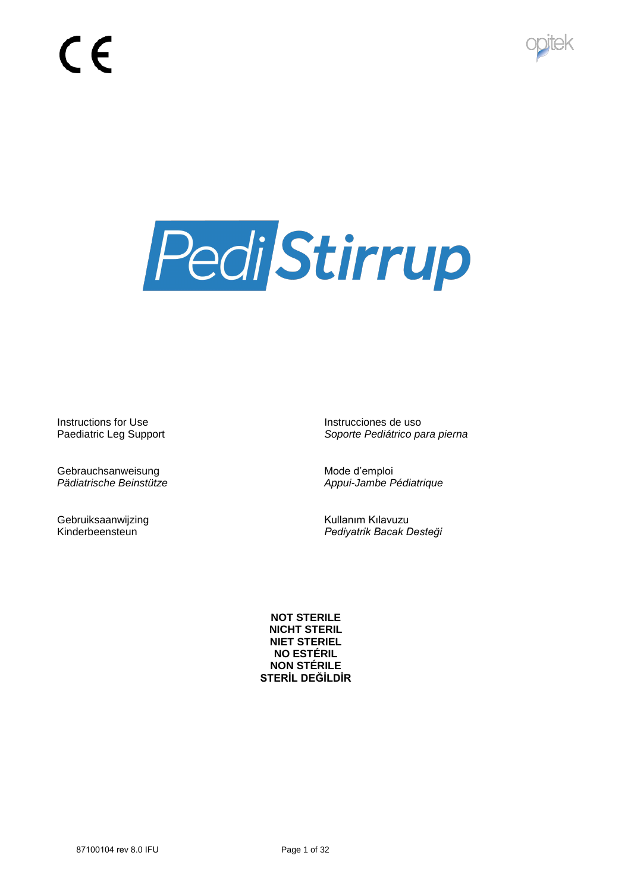CE

opitek

# PediStirrup

Instructions for Use
Paediatric Leg Support

Instrucciones de uso
*Soporte Pediátrico para pierna*

Gebrauchsanweisung
*Pädiatrische Beinstütze*

Mode d'emploi
*Appui-Jambe Pédiatrique*

Gebruiksaanwijzing
Kinderbeensteun

Kullanım Kılavuzu
*Pediyatrik Bacak Desteği*

**NOT STERILE**
**NICHT STERIL**
**NIET STERIEL**
**NO ESTÉRIL**
**NON STÉRILE**
**STERİL DEĞİLDİR**

87100104 rev 8.0 IFU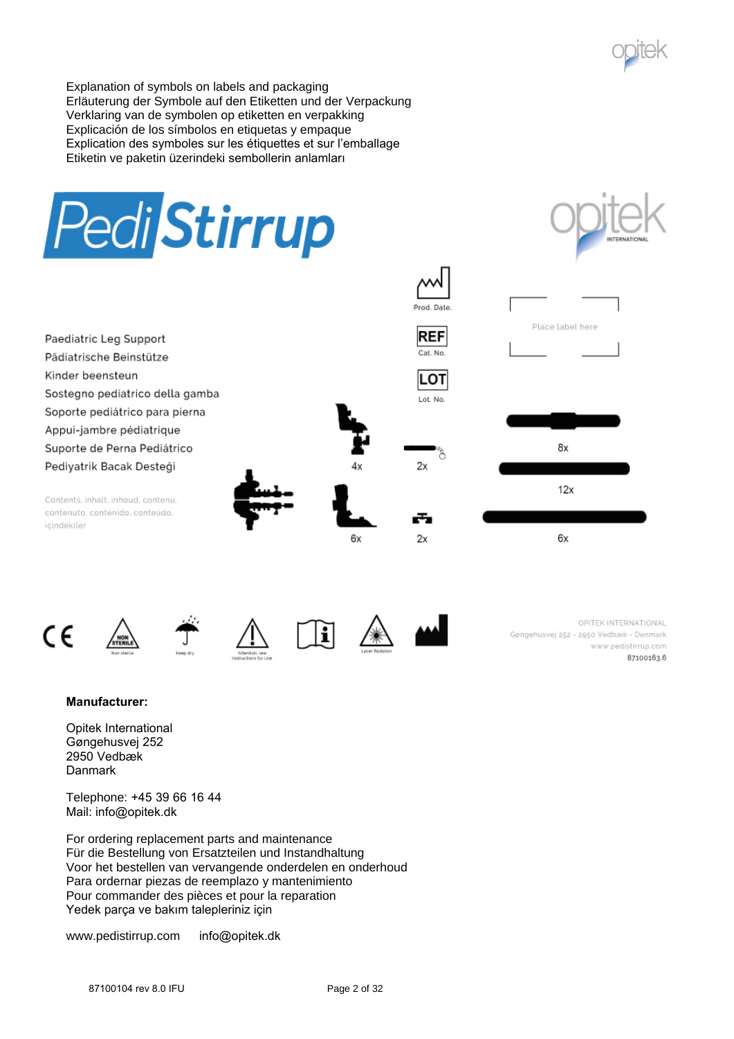Explanation of symbols on labels and packaging
Erläuterung der Symbole auf den Etiketten und der Verpackung
Verklaring van de symbolen op etiketten en verpakking
Explicación de los símbolos en etiquetas y empaque
Explication des symboles sur les étiquettes et sur l'emballage
Etiketin ve paketin üzerindeki sembollerin anlamları

PediStirrup

opitek INTERNATIONAL

Prod. Date.

REF
Cat. No.

LOT
Lot. No.

Place label here

Paediatric Leg Support
Pädiatrische Beinstütze
Kinder beensteun
Sostegno pediatrico della gamba
Soporte pediátrico para pierna
Appui-jambre pédiatrique
Suporte de Perna Pediátrico
Pediyatrik Bacak Desteği

Contents, inhalt, inhoud, contenu, contenuto, contenido, conteúdo, içindekiler

4x  2x  8x

12x

6x  2x  6x

Non sterile  Keep dry  Attention, see Instructions for Use  Laser Radiation

OPITEK INTERNATIONAL
Gøngehusvej 252 - 2950 Vedbæk - Denmark
www.pedistirrup.com
87100163.6

**Manufacturer:**

Opitek International
Gøngehusvej 252
2950 Vedbæk
Danmark

Telephone: +45 39 66 16 44
Mail: info@opitek.dk

For ordering replacement parts and maintenance
Für die Bestellung von Ersatzteilen und Instandhaltung
Voor het bestellen van vervangende onderdelen en onderhoud
Para ordernar piezas de reemplazo y mantenimiento
Pour commander des pièces et pour la reparation
Yedek parça ve bakım talepleriniz için

www.pedistirrup.com     info@opitek.dk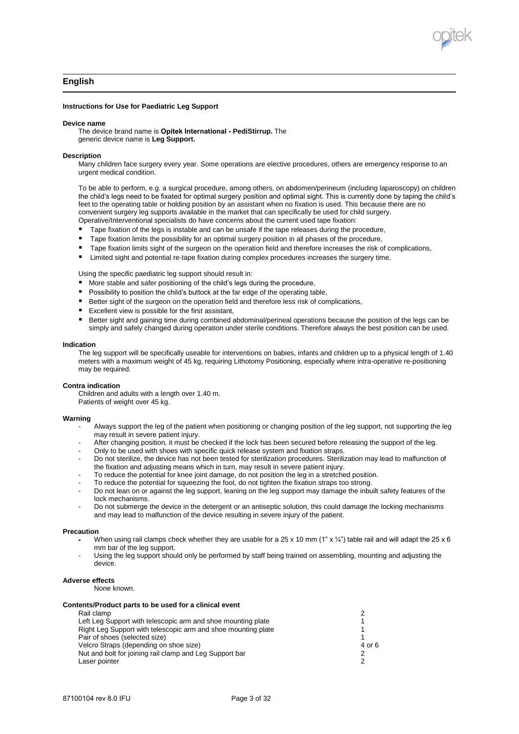## English

**Instructions for Use for Paediatric Leg Support**

**Device name**

The device brand name is **Opitek International - PediStirrup.** The generic device name is **Leg Support.**

**Description**

Many children face surgery every year. Some operations are elective procedures, others are emergency response to an urgent medical condition.

To be able to perform, e.g. a surgical procedure, among others, on abdomen/perineum (including laparoscopy) on children the child's legs need to be fixated for optimal surgery position and optimal sight. This is currently done by taping the child's feet to the operating table or holding position by an assistant when no fixation is used. This because there are no convenient surgery leg supports available in the market that can specifically be used for child surgery.
Operative/Interventional specialists do have concerns about the current used tape fixation:

- Tape fixation of the legs is instable and can be unsafe if the tape releases during the procedure,
- Tape fixation limits the possibility for an optimal surgery position in all phases of the procedure,
- Tape fixation limits sight of the surgeon on the operation field and therefore increases the risk of complications,
- Limited sight and potential re-tape fixation during complex procedures increases the surgery time.

Using the specific paediatric leg support should result in:

- More stable and safer positioning of the child's legs during the procedure,
- Possibility to position the child's buttock at the far edge of the operating table,
- Better sight of the surgeon on the operation field and therefore less risk of complications,
- Excellent view is possible for the first assistant,
- Better sight and gaining time during combined abdominal/perineal operations because the position of the legs can be simply and safely changed during operation under sterile conditions. Therefore always the best position can be used.

**Indication**

The leg support will be specifically useable for interventions on babies, infants and children up to a physical length of 1.40 meters with a maximum weight of 45 kg, requiring Lithotomy Positioning, especially where intra-operative re-positioning may be required.

**Contra indication**

Children and adults with a length over 1.40 m.
Patients of weight over 45 kg.

**Warning**

- Always support the leg of the patient when positioning or changing position of the leg support, not supporting the leg may result in severe patient injury.
- After changing position, it must be checked if the lock has been secured before releasing the support of the leg.
- Only to be used with shoes with specific quick release system and fixation straps.
- Do not sterilize, the device has not been tested for sterilization procedures. Sterilization may lead to malfunction of the fixation and adjusting means which in turn, may result in severe patient injury.
- To reduce the potential for knee joint damage, do not position the leg in a stretched position.
- To reduce the potential for squeezing the foot, do not tighten the fixation straps too strong.
- Do not lean on or against the leg support, leaning on the leg support may damage the inbuilt safety features of the lock mechanisms.
- Do not submerge the device in the detergent or an antiseptic solution, this could damage the locking mechanisms and may lead to malfunction of the device resulting in severe injury of the patient.

**Precaution**

- When using rail clamps check whether they are usable for a 25 x 10 mm (1" x ¼") table rail and will adapt the 25 x 6 mm bar of the leg support.
- Using the leg support should only be performed by staff being trained on assembling, mounting and adjusting the device.

**Adverse effects**

None known.

**Contents/Product parts to be used for a clinical event**

| Part | Qty |
|---|---|
| Rail clamp | 2 |
| Left Leg Support with telescopic arm and shoe mounting plate | 1 |
| Right Leg Support with telescopic arm and shoe mounting plate | 1 |
| Pair of shoes (selected size) | 1 |
| Velcro Straps (depending on shoe size) | 4 or 6 |
| Nut and bolt for joining rail clamp and Leg Support bar | 2 |
| Laser pointer | 2 |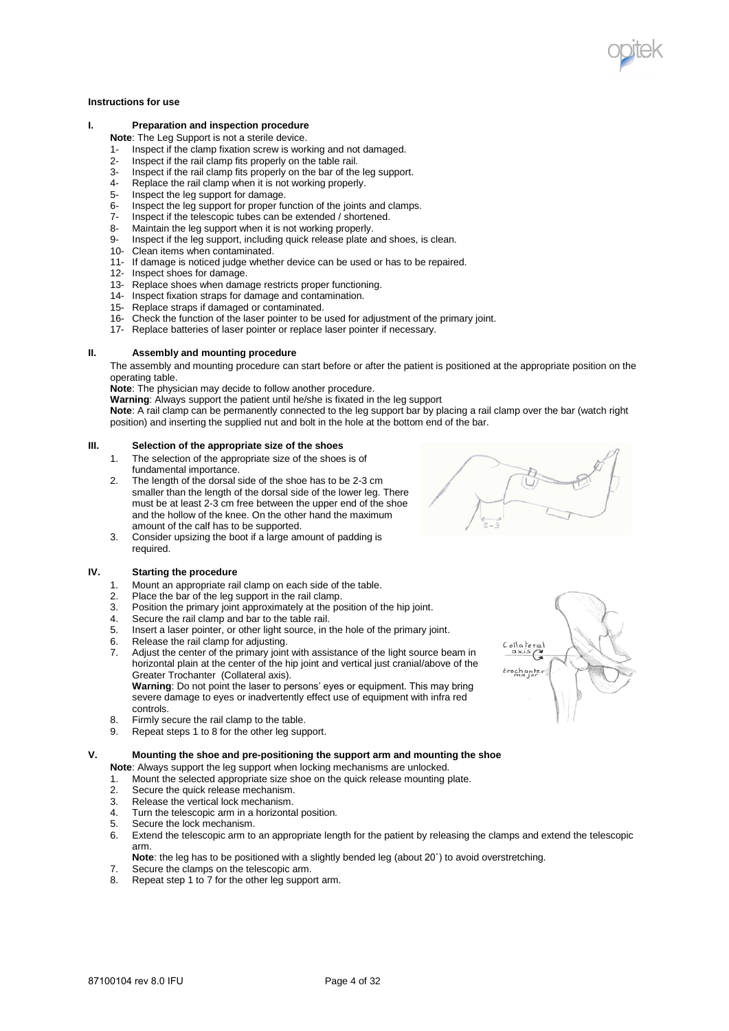**Instructions for use**

## I. Preparation and inspection procedure

**Note**: The Leg Support is not a sterile device.

1- Inspect if the clamp fixation screw is working and not damaged.
2- Inspect if the rail clamp fits properly on the table rail.
3- Inspect if the rail clamp fits properly on the bar of the leg support.
4- Replace the rail clamp when it is not working properly.
5- Inspect the leg support for damage.
6- Inspect the leg support for proper function of the joints and clamps.
7- Inspect if the telescopic tubes can be extended / shortened.
8- Maintain the leg support when it is not working properly.
9- Inspect if the leg support, including quick release plate and shoes, is clean.
10- Clean items when contaminated.
11- If damage is noticed judge whether device can be used or has to be repaired.
12- Inspect shoes for damage.
13- Replace shoes when damage restricts proper functioning.
14- Inspect fixation straps for damage and contamination.
15- Replace straps if damaged or contaminated.
16- Check the function of the laser pointer to be used for adjustment of the primary joint.
17- Replace batteries of laser pointer or replace laser pointer if necessary.

## II. Assembly and mounting procedure

The assembly and mounting procedure can start before or after the patient is positioned at the appropriate position on the operating table.

**Note**: The physician may decide to follow another procedure.

**Warning**: Always support the patient until he/she is fixated in the leg support

**Note**: A rail clamp can be permanently connected to the leg support bar by placing a rail clamp over the bar (watch right position) and inserting the supplied nut and bolt in the hole at the bottom end of the bar.

## III. Selection of the appropriate size of the shoes

1. The selection of the appropriate size of the shoes is of fundamental importance.
2. The length of the dorsal side of the shoe has to be 2-3 cm smaller than the length of the dorsal side of the lower leg. There must be at least 2-3 cm free between the upper end of the shoe and the hollow of the knee. On the other hand the maximum amount of the calf has to be supported.
3. Consider upsizing the boot if a large amount of padding is required.

## IV. Starting the procedure

1. Mount an appropriate rail clamp on each side of the table.
2. Place the bar of the leg support in the rail clamp.
3. Position the primary joint approximately at the position of the hip joint.
4. Secure the rail clamp and bar to the table rail.
5. Insert a laser pointer, or other light source, in the hole of the primary joint.
6. Release the rail clamp for adjusting.
7. Adjust the center of the primary joint with assistance of the light source beam in horizontal plain at the center of the hip joint and vertical just cranial/above of the Greater Trochanter (Collateral axis).
   **Warning**: Do not point the laser to persons' eyes or equipment. This may bring severe damage to eyes or inadvertently effect use of equipment with infra red controls.
8. Firmly secure the rail clamp to the table.
9. Repeat steps 1 to 8 for the other leg support.

## V. Mounting the shoe and pre-positioning the support arm and mounting the shoe

**Note**: Always support the leg support when locking mechanisms are unlocked.

1. Mount the selected appropriate size shoe on the quick release mounting plate.
2. Secure the quick release mechanism.
3. Release the vertical lock mechanism.
4. Turn the telescopic arm in a horizontal position.
5. Secure the lock mechanism.
6. Extend the telescopic arm to an appropriate length for the patient by releasing the clamps and extend the telescopic arm.
   **Note**: the leg has to be positioned with a slightly bended leg (about 20˚) to avoid overstretching.
7. Secure the clamps on the telescopic arm.
8. Repeat step 1 to 7 for the other leg support arm.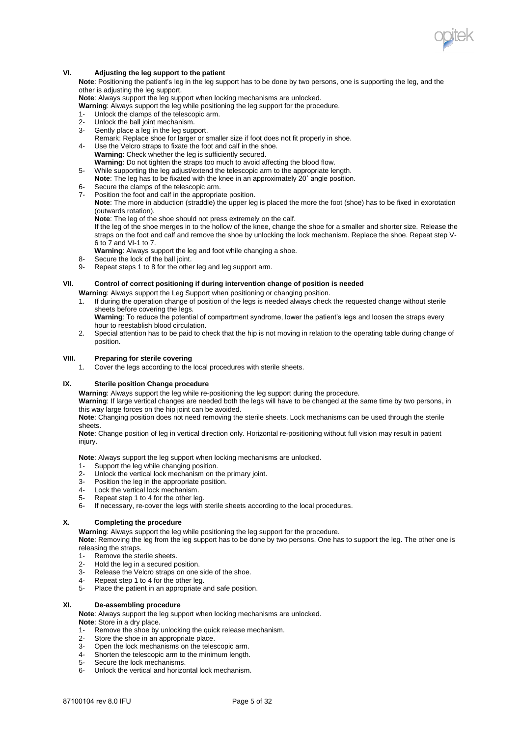## VI. Adjusting the leg support to the patient

**Note**: Positioning the patient's leg in the leg support has to be done by two persons, one is supporting the leg, and the other is adjusting the leg support.

**Note**: Always support the leg support when locking mechanisms are unlocked.

**Warning**: Always support the leg while positioning the leg support for the procedure.

1- Unlock the clamps of the telescopic arm.
2- Unlock the ball joint mechanism.
3- Gently place a leg in the leg support.
   Remark: Replace shoe for larger or smaller size if foot does not fit properly in shoe.
4- Use the Velcro straps to fixate the foot and calf in the shoe.
   **Warning**: Check whether the leg is sufficiently secured.
   **Warning**: Do not tighten the straps too much to avoid affecting the blood flow.
5- While supporting the leg adjust/extend the telescopic arm to the appropriate length.
   **Note**: The leg has to be fixated with the knee in an approximately 20˚ angle position.
6- Secure the clamps of the telescopic arm.
7- Position the foot and calf in the appropriate position.
   **Note**: The more in abduction (straddle) the upper leg is placed the more the foot (shoe) has to be fixed in exorotation (outwards rotation).
   **Note**: The leg of the shoe should not press extremely on the calf.
   If the leg of the shoe merges in to the hollow of the knee, change the shoe for a smaller and shorter size. Release the straps on the foot and calf and remove the shoe by unlocking the lock mechanism. Replace the shoe. Repeat step V-6 to 7 and VI-1 to 7.
   **Warning**: Always support the leg and foot while changing a shoe.
8- Secure the lock of the ball joint.
9- Repeat steps 1 to 8 for the other leg and leg support arm.

## VII. Control of correct positioning if during intervention change of position is needed

**Warning**: Always support the Leg Support when positioning or changing position.

1. If during the operation change of position of the legs is needed always check the requested change without sterile sheets before covering the legs.
   **Warning**: To reduce the potential of compartment syndrome, lower the patient's legs and loosen the straps every hour to reestablish blood circulation.
2. Special attention has to be paid to check that the hip is not moving in relation to the operating table during change of position.

## VIII. Preparing for sterile covering

1. Cover the legs according to the local procedures with sterile sheets.

## IX. Sterile position Change procedure

**Warning**: Always support the leg while re-positioning the leg support during the procedure.

**Warning**: If large vertical changes are needed both the legs will have to be changed at the same time by two persons, in this way large forces on the hip joint can be avoided.

**Note**: Changing position does not need removing the sterile sheets. Lock mechanisms can be used through the sterile sheets.

**Note**: Change position of leg in vertical direction only. Horizontal re-positioning without full vision may result in patient injury.

**Note**: Always support the leg support when locking mechanisms are unlocked.

1- Support the leg while changing position.
2- Unlock the vertical lock mechanism on the primary joint.
3- Position the leg in the appropriate position.
4- Lock the vertical lock mechanism.
5- Repeat step 1 to 4 for the other leg.
6- If necessary, re-cover the legs with sterile sheets according to the local procedures.

## X. Completing the procedure

**Warning**: Always support the leg while positioning the leg support for the procedure.

**Note**: Removing the leg from the leg support has to be done by two persons. One has to support the leg. The other one is releasing the straps.

1- Remove the sterile sheets.
2- Hold the leg in a secured position.
3- Release the Velcro straps on one side of the shoe.
4- Repeat step 1 to 4 for the other leg.
5- Place the patient in an appropriate and safe position.

## XI. De-assembling procedure

**Note**: Always support the leg support when locking mechanisms are unlocked.

**Note**: Store in a dry place.

1- Remove the shoe by unlocking the quick release mechanism.
2- Store the shoe in an appropriate place.
3- Open the lock mechanisms on the telescopic arm.
4- Shorten the telescopic arm to the minimum length.
5- Secure the lock mechanisms.
6- Unlock the vertical and horizontal lock mechanism.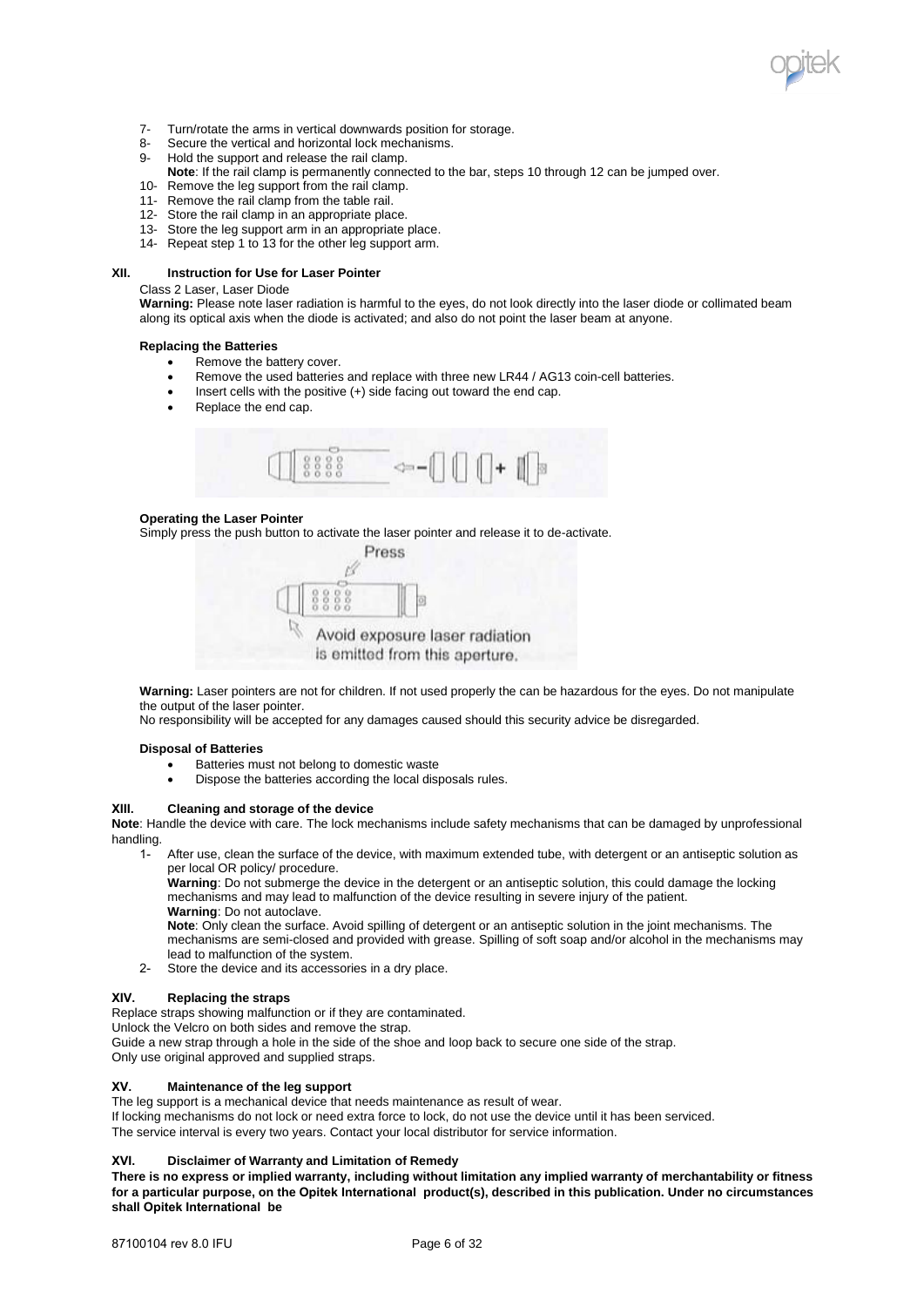7- Turn/rotate the arms in vertical downwards position for storage.
8- Secure the vertical and horizontal lock mechanisms.
9- Hold the support and release the rail clamp.
**Note**: If the rail clamp is permanently connected to the bar, steps 10 through 12 can be jumped over.
10- Remove the leg support from the rail clamp.
11- Remove the rail clamp from the table rail.
12- Store the rail clamp in an appropriate place.
13- Store the leg support arm in an appropriate place.
14- Repeat step 1 to 13 for the other leg support arm.

## XII. Instruction for Use for Laser Pointer

Class 2 Laser, Laser Diode

**Warning:** Please note laser radiation is harmful to the eyes, do not look directly into the laser diode or collimated beam along its optical axis when the diode is activated; and also do not point the laser beam at anyone.

### Replacing the Batteries

- Remove the battery cover.
- Remove the used batteries and replace with three new LR44 / AG13 coin-cell batteries.
- Insert cells with the positive (+) side facing out toward the end cap.
- Replace the end cap.

### Operating the Laser Pointer

Simply press the push button to activate the laser pointer and release it to de-activate.

Press

Avoid exposure laser radiation is emitted from this aperture.

**Warning:** Laser pointers are not for children. If not used properly the can be hazardous for the eyes. Do not manipulate the output of the laser pointer.

No responsibility will be accepted for any damages caused should this security advice be disregarded.

### Disposal of Batteries

- Batteries must not belong to domestic waste
- Dispose the batteries according the local disposals rules.

## XIII. Cleaning and storage of the device

**Note**: Handle the device with care. The lock mechanisms include safety mechanisms that can be damaged by unprofessional handling.

1- After use, clean the surface of the device, with maximum extended tube, with detergent or an antiseptic solution as per local OR policy/ procedure.
**Warning**: Do not submerge the device in the detergent or an antiseptic solution, this could damage the locking mechanisms and may lead to malfunction of the device resulting in severe injury of the patient.
**Warning**: Do not autoclave.
**Note**: Only clean the surface. Avoid spilling of detergent or an antiseptic solution in the joint mechanisms. The mechanisms are semi-closed and provided with grease. Spilling of soft soap and/or alcohol in the mechanisms may lead to malfunction of the system.
2- Store the device and its accessories in a dry place.

## XIV. Replacing the straps

Replace straps showing malfunction or if they are contaminated.
Unlock the Velcro on both sides and remove the strap.
Guide a new strap through a hole in the side of the shoe and loop back to secure one side of the strap.
Only use original approved and supplied straps.

## XV. Maintenance of the leg support

The leg support is a mechanical device that needs maintenance as result of wear.
If locking mechanisms do not lock or need extra force to lock, do not use the device until it has been serviced.
The service interval is every two years. Contact your local distributor for service information.

## XVI. Disclaimer of Warranty and Limitation of Remedy

**There is no express or implied warranty, including without limitation any implied warranty of merchantability or fitness for a particular purpose, on the Opitek International product(s), described in this publication. Under no circumstances shall Opitek International be**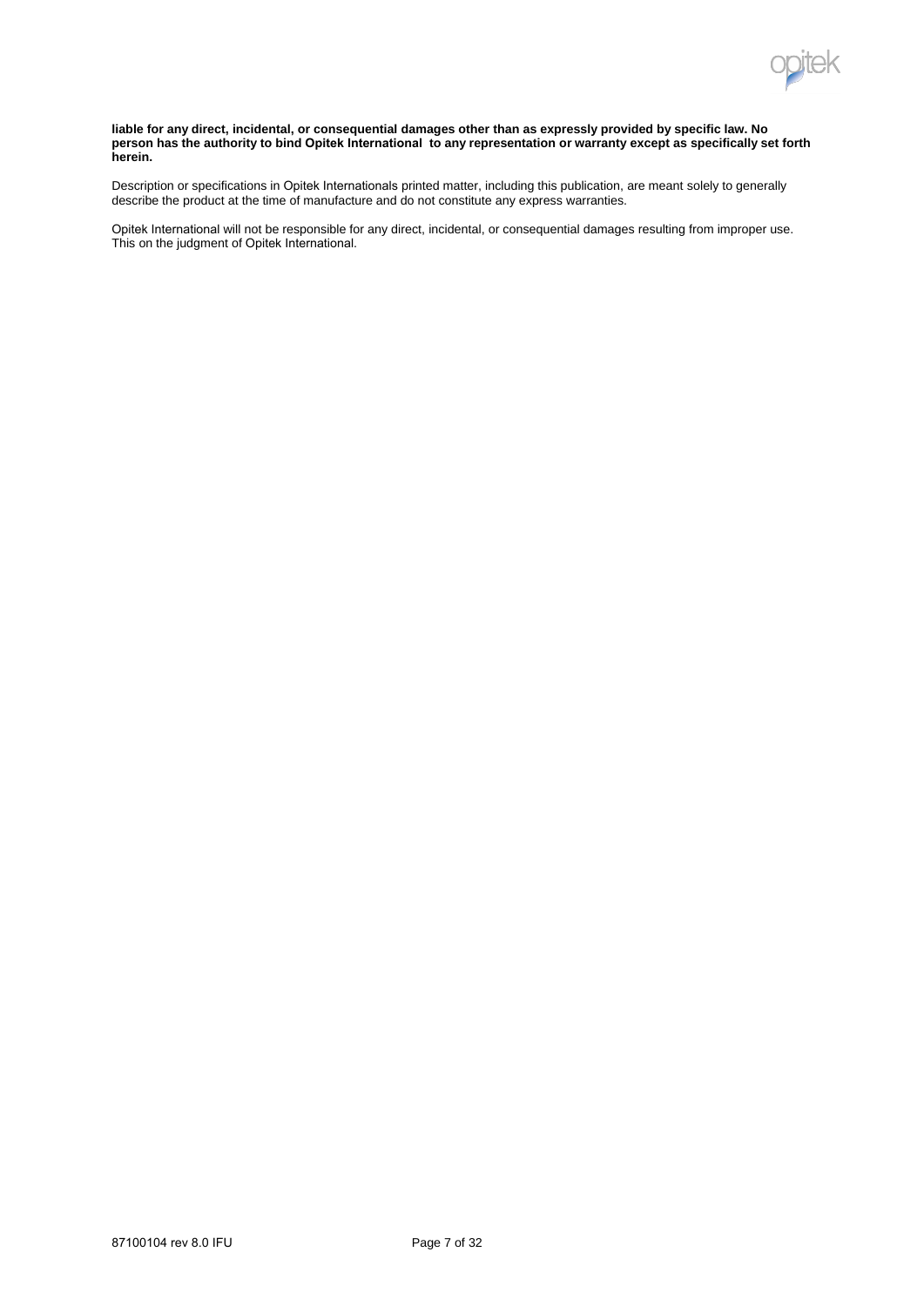**liable for any direct, incidental, or consequential damages other than as expressly provided by specific law. No person has the authority to bind Opitek International to any representation or warranty except as specifically set forth herein.**

Description or specifications in Opitek Internationals printed matter, including this publication, are meant solely to generally describe the product at the time of manufacture and do not constitute any express warranties.

Opitek International will not be responsible for any direct, incidental, or consequential damages resulting from improper use. This on the judgment of Opitek International.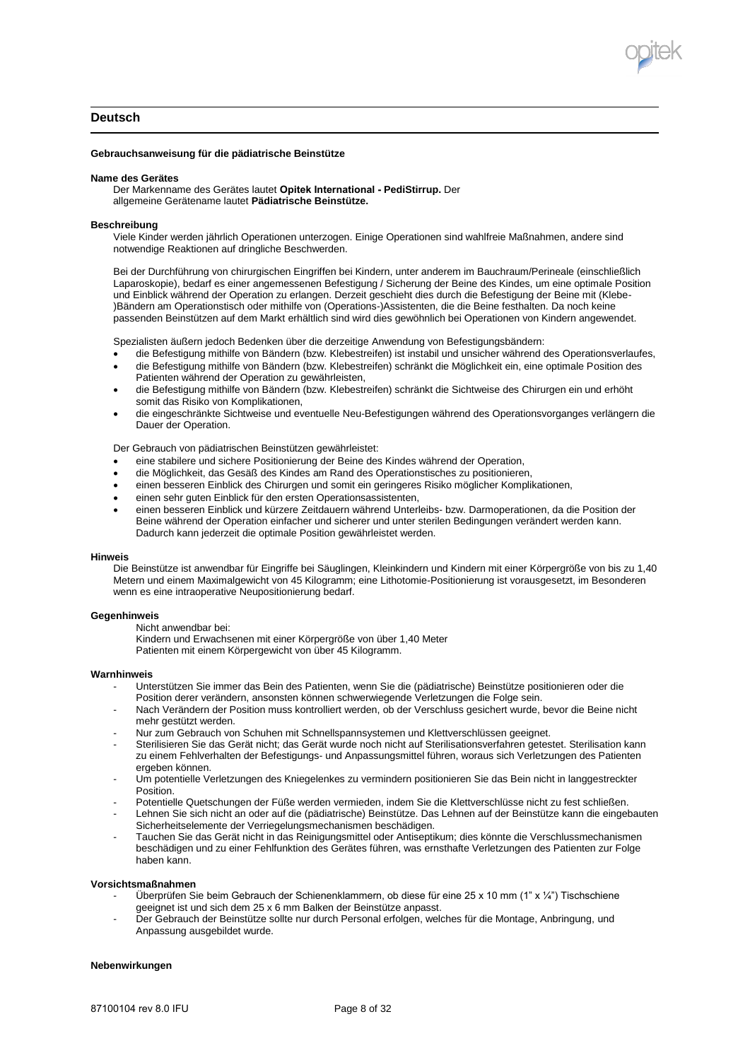## Deutsch

**Gebrauchsanweisung für die pädiatrische Beinstütze**

**Name des Gerätes**

Der Markenname des Gerätes lautet **Opitek International - PediStirrup.** Der allgemeine Gerätename lautet **Pädiatrische Beinstütze.**

**Beschreibung**

Viele Kinder werden jährlich Operationen unterzogen. Einige Operationen sind wahlfreie Maßnahmen, andere sind notwendige Reaktionen auf dringliche Beschwerden.

Bei der Durchführung von chirurgischen Eingriffen bei Kindern, unter anderem im Bauchraum/Perineale (einschließlich Laparoskopie), bedarf es einer angemessenen Befestigung / Sicherung der Beine des Kindes, um eine optimale Position und Einblick während der Operation zu erlangen. Derzeit geschieht dies durch die Befestigung der Beine mit (Klebe-)Bändern am Operationstisch oder mithilfe von (Operations-)Assistenten, die die Beine festhalten. Da noch keine passenden Beinstützen auf dem Markt erhältlich sind wird dies gewöhnlich bei Operationen von Kindern angewendet.

Spezialisten äußern jedoch Bedenken über die derzeitige Anwendung von Befestigungsbändern:

- die Befestigung mithilfe von Bändern (bzw. Klebestreifen) ist instabil und unsicher während des Operationsverlaufes,
- die Befestigung mithilfe von Bändern (bzw. Klebestreifen) schränkt die Möglichkeit ein, eine optimale Position des Patienten während der Operation zu gewährleisten,
- die Befestigung mithilfe von Bändern (bzw. Klebestreifen) schränkt die Sichtweise des Chirurgen ein und erhöht somit das Risiko von Komplikationen,
- die eingeschränkte Sichtweise und eventuelle Neu-Befestigungen während des Operationsvorganges verlängern die Dauer der Operation.

Der Gebrauch von pädiatrischen Beinstützen gewährleistet:

- eine stabilere und sichere Positionierung der Beine des Kindes während der Operation,
- die Möglichkeit, das Gesäß des Kindes am Rand des Operationstisches zu positionieren,
- einen besseren Einblick des Chirurgen und somit ein geringeres Risiko möglicher Komplikationen,
- einen sehr guten Einblick für den ersten Operationsassistenten,
- einen besseren Einblick und kürzere Zeitdauern während Unterleibs- bzw. Darmoperationen, da die Position der Beine während der Operation einfacher und sicherer und unter sterilen Bedingungen verändert werden kann. Dadurch kann jederzeit die optimale Position gewährleistet werden.

**Hinweis**

Die Beinstütze ist anwendbar für Eingriffe bei Säuglingen, Kleinkindern und Kindern mit einer Körpergröße von bis zu 1,40 Metern und einem Maximalgewicht von 45 Kilogramm; eine Lithotomie-Positionierung ist vorausgesetzt, im Besonderen wenn es eine intraoperative Neupositionierung bedarf.

**Gegenhinweis**

Nicht anwendbar bei:
Kindern und Erwachsenen mit einer Körpergröße von über 1,40 Meter
Patienten mit einem Körpergewicht von über 45 Kilogramm.

**Warnhinweis**

- Unterstützen Sie immer das Bein des Patienten, wenn Sie die (pädiatrische) Beinstütze positionieren oder die Position derer verändern, ansonsten können schwerwiegende Verletzungen die Folge sein.
- Nach Verändern der Position muss kontrolliert werden, ob der Verschluss gesichert wurde, bevor die Beine nicht mehr gestützt werden.
- Nur zum Gebrauch von Schuhen mit Schnellspannsystemen und Klettverschlüssen geeignet.
- Sterilisieren Sie das Gerät nicht; das Gerät wurde noch nicht auf Sterilisationsverfahren getestet. Sterilisation kann zu einem Fehlverhalten der Befestigungs- und Anpassungsmittel führen, woraus sich Verletzungen des Patienten ergeben können.
- Um potentielle Verletzungen des Kniegelenkes zu vermindern positionieren Sie das Bein nicht in langgestreckter Position.
- Potentielle Quetschungen der Füße werden vermieden, indem Sie die Klettverschlüsse nicht zu fest schließen.
- Lehnen Sie sich nicht an oder auf die (pädiatrische) Beinstütze. Das Lehnen auf der Beinstütze kann die eingebauten Sicherheitselemente der Verriegelungsmechanismen beschädigen.
- Tauchen Sie das Gerät nicht in das Reinigungsmittel oder Antiseptikum; dies könnte die Verschlussmechanismen beschädigen und zu einer Fehlfunktion des Gerätes führen, was ernsthafte Verletzungen des Patienten zur Folge haben kann.

**Vorsichtsmaßnahmen**

- Überprüfen Sie beim Gebrauch der Schienenklammern, ob diese für eine 25 x 10 mm (1" x ¼") Tischschiene geeignet ist und sich dem 25 x 6 mm Balken der Beinstütze anpasst.
- Der Gebrauch der Beinstütze sollte nur durch Personal erfolgen, welches für die Montage, Anbringung, und Anpassung ausgebildet wurde.

**Nebenwirkungen**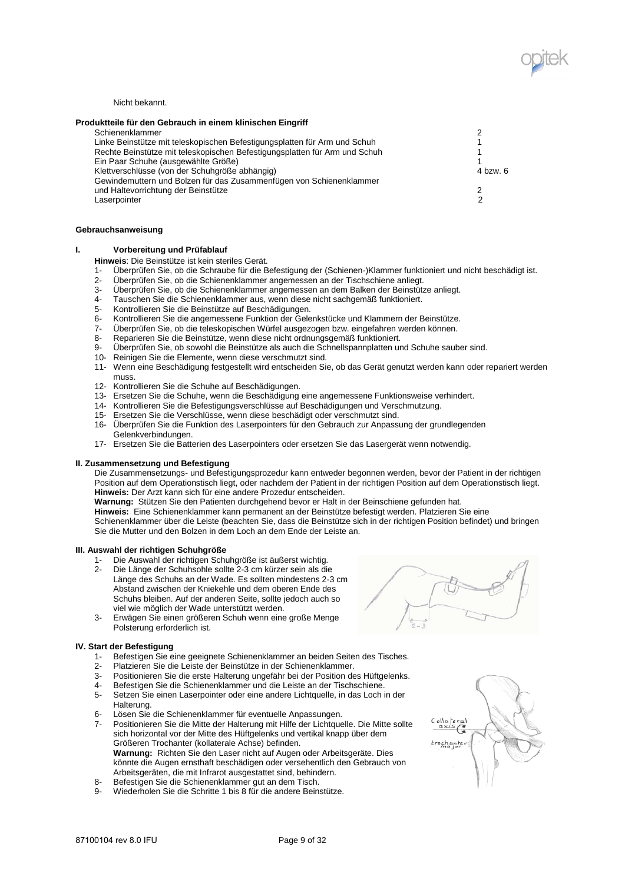Nicht bekannt.

**Produktteile für den Gebrauch in einem klinischen Eingriff**

| | |
|---|---|
| Schienenklammer | 2 |
| Linke Beinstütze mit teleskopischen Befestigungsplatten für Arm und Schuh | 1 |
| Rechte Beinstütze mit teleskopischen Befestigungsplatten für Arm und Schuh | 1 |
| Ein Paar Schuhe (ausgewählte Größe) | 1 |
| Klettverschlüsse (von der Schuhgröße abhängig) | 4 bzw. 6 |
| Gewindemuttern und Bolzen für das Zusammenfügen von Schienenklammer und Haltevorrichtung der Beinstütze | 2 |
| Laserpointer | 2 |

**Gebrauchsanweisung**

**I. Vorbereitung und Prüfablauf**

**Hinweis**: Die Beinstütze ist kein steriles Gerät.

1- Überprüfen Sie, ob die Schraube für die Befestigung der (Schienen-)Klammer funktioniert und nicht beschädigt ist.
2- Überprüfen Sie, ob die Schienenklammer angemessen an der Tischschiene anliegt.
3- Überprüfen Sie, ob die Schienenklammer angemessen an dem Balken der Beinstütze anliegt.
4- Tauschen Sie die Schienenklammer aus, wenn diese nicht sachgemäß funktioniert.
5- Kontrollieren Sie die Beinstütze auf Beschädigungen.
6- Kontrollieren Sie die angemessene Funktion der Gelenkstücke und Klammern der Beinstütze.
7- Überprüfen Sie, ob die teleskopischen Würfel ausgezogen bzw. eingefahren werden können.
8- Reparieren Sie die Beinstütze, wenn diese nicht ordnungsgemäß funktioniert.
9- Überprüfen Sie, ob sowohl die Beinstütze als auch die Schnellspannplatten und Schuhe sauber sind.
10- Reinigen Sie die Elemente, wenn diese verschmutzt sind.
11- Wenn eine Beschädigung festgestellt wird entscheiden Sie, ob das Gerät genutzt werden kann oder repariert werden muss.
12- Kontrollieren Sie die Schuhe auf Beschädigungen.
13- Ersetzen Sie die Schuhe, wenn die Beschädigung eine angemessene Funktionsweise verhindert.
14- Kontrollieren Sie die Befestigungsverschlüsse auf Beschädigungen und Verschmutzung.
15- Ersetzen Sie die Verschlüsse, wenn diese beschädigt oder verschmutzt sind.
16- Überprüfen Sie die Funktion des Laserpointers für den Gebrauch zur Anpassung der grundlegenden Gelenkverbindungen.
17- Ersetzen Sie die Batterien des Laserpointers oder ersetzen Sie das Lasergerät wenn notwendig.

**II. Zusammensetzung und Befestigung**

Die Zusammensetzungs- und Befestigungsprozedur kann entweder begonnen werden, bevor der Patient in der richtigen Position auf dem Operationstisch liegt, oder nachdem der Patient in der richtigen Position auf dem Operationstisch liegt.
**Hinweis:** Der Arzt kann sich für eine andere Prozedur entscheiden.
**Warnung:** Stützen Sie den Patienten durchgehend bevor er Halt in der Beinschiene gefunden hat.
**Hinweis:** Eine Schienenklammer kann permanent an der Beinstütze befestigt werden. Platzieren Sie eine Schienenklammer über die Leiste (beachten Sie, dass die Beinstütze sich in der richtigen Position befindet) und bringen Sie die Mutter und den Bolzen in dem Loch an dem Ende der Leiste an.

**III. Auswahl der richtigen Schuhgröße**

1- Die Auswahl der richtigen Schuhgröße ist äußerst wichtig.
2- Die Länge der Schuhsohle sollte 2-3 cm kürzer sein als die Länge des Schuhs an der Wade. Es sollten mindestens 2-3 cm Abstand zwischen der Kniekehle und dem oberen Ende des Schuhs bleiben. Auf der anderen Seite, sollte jedoch auch so viel wie möglich der Wade unterstützt werden.
3- Erwägen Sie einen größeren Schuh wenn eine große Menge Polsterung erforderlich ist.

**IV. Start der Befestigung**

1- Befestigen Sie eine geeignete Schienenklammer an beiden Seiten des Tisches.
2- Platzieren Sie die Leiste der Beinstütze in der Schienenklammer.
3- Positionieren Sie die erste Halterung ungefähr bei der Position des Hüftgelenks.
4- Befestigen Sie die Schienenklammer und die Leiste an der Tischschiene.
5- Setzen Sie einen Laserpointer oder eine andere Lichtquelle, in das Loch in der Halterung.
6- Lösen Sie die Schienenklammer für eventuelle Anpassungen.
7- Positionieren Sie die Mitte der Halterung mit Hilfe der Lichtquelle. Die Mitte sollte sich horizontal vor der Mitte des Hüftgelenks und vertikal knapp über dem Größeren Trochanter (kollaterale Achse) befinden.
**Warnung:** Richten Sie den Laser nicht auf Augen oder Arbeitsgeräte. Dies könnte die Augen ernsthaft beschädigen oder versehentlich den Gebrauch von Arbeitsgeräten, die mit Infrarot ausgestattet sind, behindern.
8- Befestigen Sie die Schienenklammer gut an dem Tisch.
9- Wiederholen Sie die Schritte 1 bis 8 für die andere Beinstütze.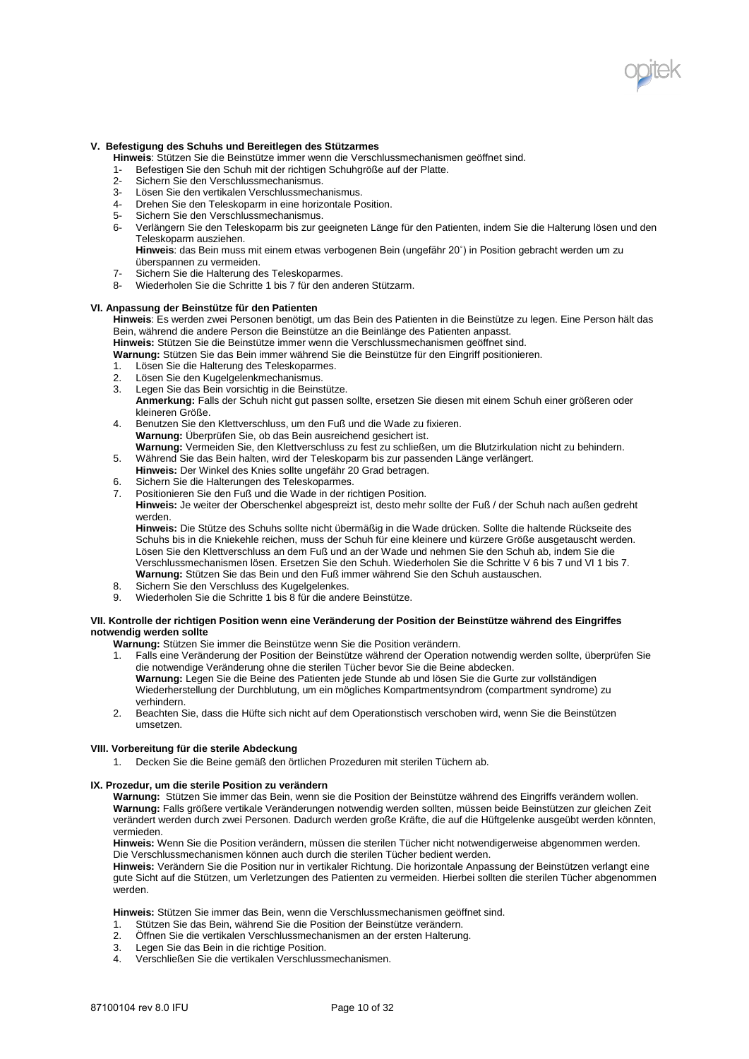### V. Befestigung des Schuhs und Bereitlegen des Stützarmes

**Hinweis**: Stützen Sie die Beinstütze immer wenn die Verschlussmechanismen geöffnet sind.

1- Befestigen Sie den Schuh mit der richtigen Schuhgröße auf der Platte.
2- Sichern Sie den Verschlussmechanismus.
3- Lösen Sie den vertikalen Verschlussmechanismus.
4- Drehen Sie den Teleskoparm in eine horizontale Position.
5- Sichern Sie den Verschlussmechanismus.
6- Verlängern Sie den Teleskoparm bis zur geeigneten Länge für den Patienten, indem Sie die Halterung lösen und den Teleskoparm ausziehen.
   **Hinweis**: das Bein muss mit einem etwas verbogenen Bein (ungefähr 20˚) in Position gebracht werden um zu überspannen zu vermeiden.
7- Sichern Sie die Halterung des Teleskoparmes.
8- Wiederholen Sie die Schritte 1 bis 7 für den anderen Stützarm.

### VI. Anpassung der Beinstütze für den Patienten

**Hinweis**: Es werden zwei Personen benötigt, um das Bein des Patienten in die Beinstütze zu legen. Eine Person hält das Bein, während die andere Person die Beinstütze an die Beinlänge des Patienten anpasst.
**Hinweis:** Stützen Sie die Beinstütze immer wenn die Verschlussmechanismen geöffnet sind.
**Warnung:** Stützen Sie das Bein immer während Sie die Beinstütze für den Eingriff positionieren.

1. Lösen Sie die Halterung des Teleskoparmes.
2. Lösen Sie den Kugelgelenkmechanismus.
3. Legen Sie das Bein vorsichtig in die Beinstütze.
   **Anmerkung:** Falls der Schuh nicht gut passen sollte, ersetzen Sie diesen mit einem Schuh einer größeren oder kleineren Größe.
4. Benutzen Sie den Klettverschluss, um den Fuß und die Wade zu fixieren.
   **Warnung:** Überprüfen Sie, ob das Bein ausreichend gesichert ist.
   **Warnung:** Vermeiden Sie, den Klettverschluss zu fest zu schließen, um die Blutzirkulation nicht zu behindern.
5. Während Sie das Bein halten, wird der Teleskoparm bis zur passenden Länge verlängert.
   **Hinweis:** Der Winkel des Knies sollte ungefähr 20 Grad betragen.
6. Sichern Sie die Halterungen des Teleskoparmes.
7. Positionieren Sie den Fuß und die Wade in der richtigen Position.
   **Hinweis:** Je weiter der Oberschenkel abgespreizt ist, desto mehr sollte der Fuß / der Schuh nach außen gedreht werden.
   **Hinweis:** Die Stütze des Schuhs sollte nicht übermäßig in die Wade drücken. Sollte die haltende Rückseite des Schuhs bis in die Kniekehle reichen, muss der Schuh für eine kleinere und kürzere Größe ausgetauscht werden. Lösen Sie den Klettverschluss an dem Fuß und an der Wade und nehmen Sie den Schuh ab, indem Sie die Verschlussmechanismen lösen. Ersetzen Sie den Schuh. Wiederholen Sie die Schritte V 6 bis 7 und VI 1 bis 7.
   **Warnung:** Stützen Sie das Bein und den Fuß immer während Sie den Schuh austauschen.
8. Sichern Sie den Verschluss des Kugelgelenkes.
9. Wiederholen Sie die Schritte 1 bis 8 für die andere Beinstütze.

### VII. Kontrolle der richtigen Position wenn eine Veränderung der Position der Beinstütze während des Eingriffes notwendig werden sollte

**Warnung:** Stützen Sie immer die Beinstütze wenn Sie die Position verändern.

1. Falls eine Veränderung der Position der Beinstütze während der Operation notwendig werden sollte, überprüfen Sie die notwendige Veränderung ohne die sterilen Tücher bevor Sie die Beine abdecken.
   **Warnung:** Legen Sie die Beine des Patienten jede Stunde ab und lösen Sie die Gurte zur vollständigen Wiederherstellung der Durchblutung, um ein mögliches Kompartmentsyndrom (compartment syndrome) zu verhindern.
2. Beachten Sie, dass die Hüfte sich nicht auf dem Operationstisch verschoben wird, wenn Sie die Beinstützen umsetzen.

### VIII. Vorbereitung für die sterile Abdeckung

1. Decken Sie die Beine gemäß den örtlichen Prozeduren mit sterilen Tüchern ab.

### IX. Prozedur, um die sterile Position zu verändern

**Warnung:** Stützen Sie immer das Bein, wenn sie die Position der Beinstütze während des Eingriffs verändern wollen.
**Warnung:** Falls größere vertikale Veränderungen notwendig werden sollten, müssen beide Beinstützen zur gleichen Zeit verändert werden durch zwei Personen. Dadurch werden große Kräfte, die auf die Hüftgelenke ausgeübt werden könnten, vermieden.
**Hinweis:** Wenn Sie die Position verändern, müssen die sterilen Tücher nicht notwendigerweise abgenommen werden. Die Verschlussmechanismen können auch durch die sterilen Tücher bedient werden.
**Hinweis:** Verändern Sie die Position nur in vertikaler Richtung. Die horizontale Anpassung der Beinstützen verlangt eine gute Sicht auf die Stützen, um Verletzungen des Patienten zu vermeiden. Hierbei sollten die sterilen Tücher abgenommen werden.

**Hinweis:** Stützen Sie immer das Bein, wenn die Verschlussmechanismen geöffnet sind.

1. Stützen Sie das Bein, während Sie die Position der Beinstütze verändern.
2. Öffnen Sie die vertikalen Verschlussmechanismen an der ersten Halterung.
3. Legen Sie das Bein in die richtige Position.
4. Verschließen Sie die vertikalen Verschlussmechanismen.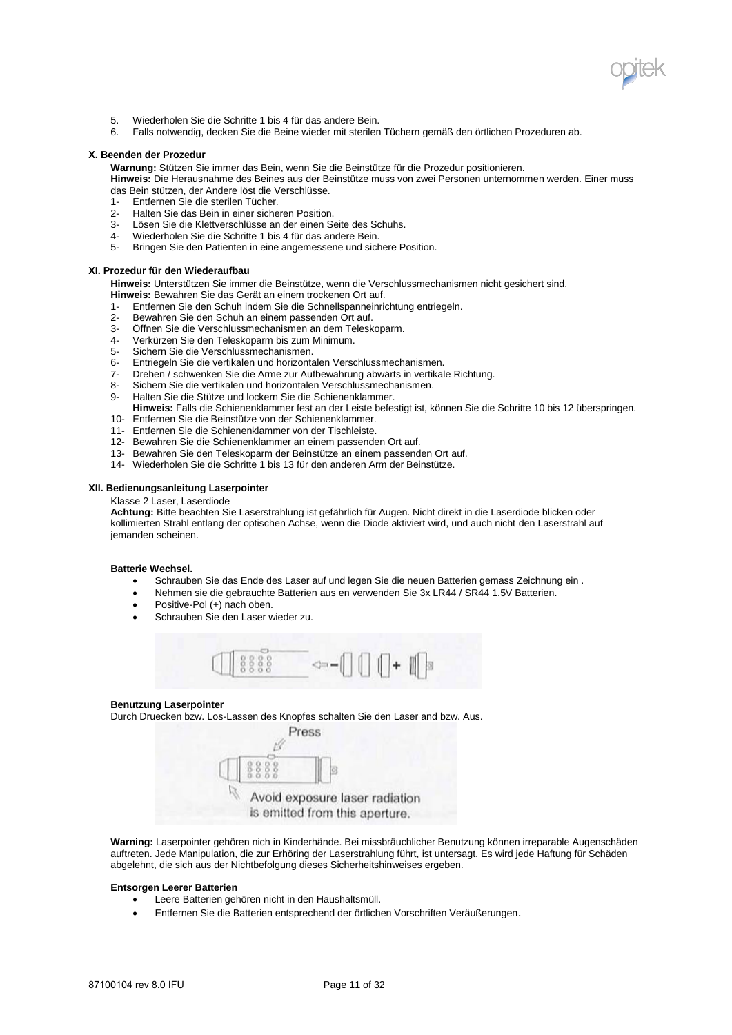5. Wiederholen Sie die Schritte 1 bis 4 für das andere Bein.
6. Falls notwendig, decken Sie die Beine wieder mit sterilen Tüchern gemäß den örtlichen Prozeduren ab.

### X. Beenden der Prozedur

**Warnung:** Stützen Sie immer das Bein, wenn Sie die Beinstütze für die Prozedur positionieren.
**Hinweis:** Die Herausnahme des Beines aus der Beinstütze muss von zwei Personen unternommen werden. Einer muss das Bein stützen, der Andere löst die Verschlüsse.

1- Entfernen Sie die sterilen Tücher.
2- Halten Sie das Bein in einer sicheren Position.
3- Lösen Sie die Klettverschlüsse an der einen Seite des Schuhs.
4- Wiederholen Sie die Schritte 1 bis 4 für das andere Bein.
5- Bringen Sie den Patienten in eine angemessene und sichere Position.

### XI. Prozedur für den Wiederaufbau

**Hinweis:** Unterstützen Sie immer die Beinstütze, wenn die Verschlussmechanismen nicht gesichert sind.
**Hinweis:** Bewahren Sie das Gerät an einem trockenen Ort auf.

1- Entfernen Sie den Schuh indem Sie die Schnellspanneinrichtung entriegeln.
2- Bewahren Sie den Schuh an einem passenden Ort auf.
3- Öffnen Sie die Verschlussmechanismen an dem Teleskoparm.
4- Verkürzen Sie den Teleskoparm bis zum Minimum.
5- Sichern Sie die Verschlussmechanismen.
6- Entriegeln Sie die vertikalen und horizontalen Verschlussmechanismen.
7- Drehen / schwenken Sie die Arme zur Aufbewahrung abwärts in vertikale Richtung.
8- Sichern Sie die vertikalen und horizontalen Verschlussmechanismen.
9- Halten Sie die Stütze und lockern Sie die Schienenklammer.
**Hinweis:** Falls die Schienenklammer fest an der Leiste befestigt ist, können Sie die Schritte 10 bis 12 überspringen.
10- Entfernen Sie die Beinstütze von der Schienenklammer.
11- Entfernen Sie die Schienenklammer von der Tischleiste.
12- Bewahren Sie die Schienenklammer an einem passenden Ort auf.
13- Bewahren Sie den Teleskoparm der Beinstütze an einem passenden Ort auf.
14- Wiederholen Sie die Schritte 1 bis 13 für den anderen Arm der Beinstütze.

### XII. Bedienungsanleitung Laserpointer

Klasse 2 Laser, Laserdiode
**Achtung:** Bitte beachten Sie Laserstrahlung ist gefährlich für Augen. Nicht direkt in die Laserdiode blicken oder kollimierten Strahl entlang der optischen Achse, wenn die Diode aktiviert wird, und auch nicht den Laserstrahl auf jemanden scheinen.

**Batterie Wechsel.**

- Schrauben Sie das Ende des Laser auf und legen Sie die neuen Batterien gemass Zeichnung ein .
- Nehmen sie die gebrauchte Batterien aus en verwenden Sie 3x LR44 / SR44 1.5V Batterien.
- Positive-Pol (+) nach oben.
- Schrauben Sie den Laser wieder zu.

**Benutzung Laserpointer**

Durch Druecken bzw. Los-Lassen des Knopfes schalten Sie den Laser and bzw. Aus.

Press

Avoid exposure laser radiation is emitted from this aperture.

**Warning:** Laserpointer gehören nich in Kinderhände. Bei missbräuchlicher Benutzung können irreparable Augenschäden auftreten. Jede Manipulation, die zur Erhöring der Laserstrahlung führt, ist untersagt. Es wird jede Haftung für Schäden abgelehnt, die sich aus der Nichtbefolgung dieses Sicherheitshinweises ergeben.

**Entsorgen Leerer Batterien**

- Leere Batterien gehören nicht in den Haushaltsmüll.
- Entfernen Sie die Batterien entsprechend der örtlichen Vorschriften Veräußerungen.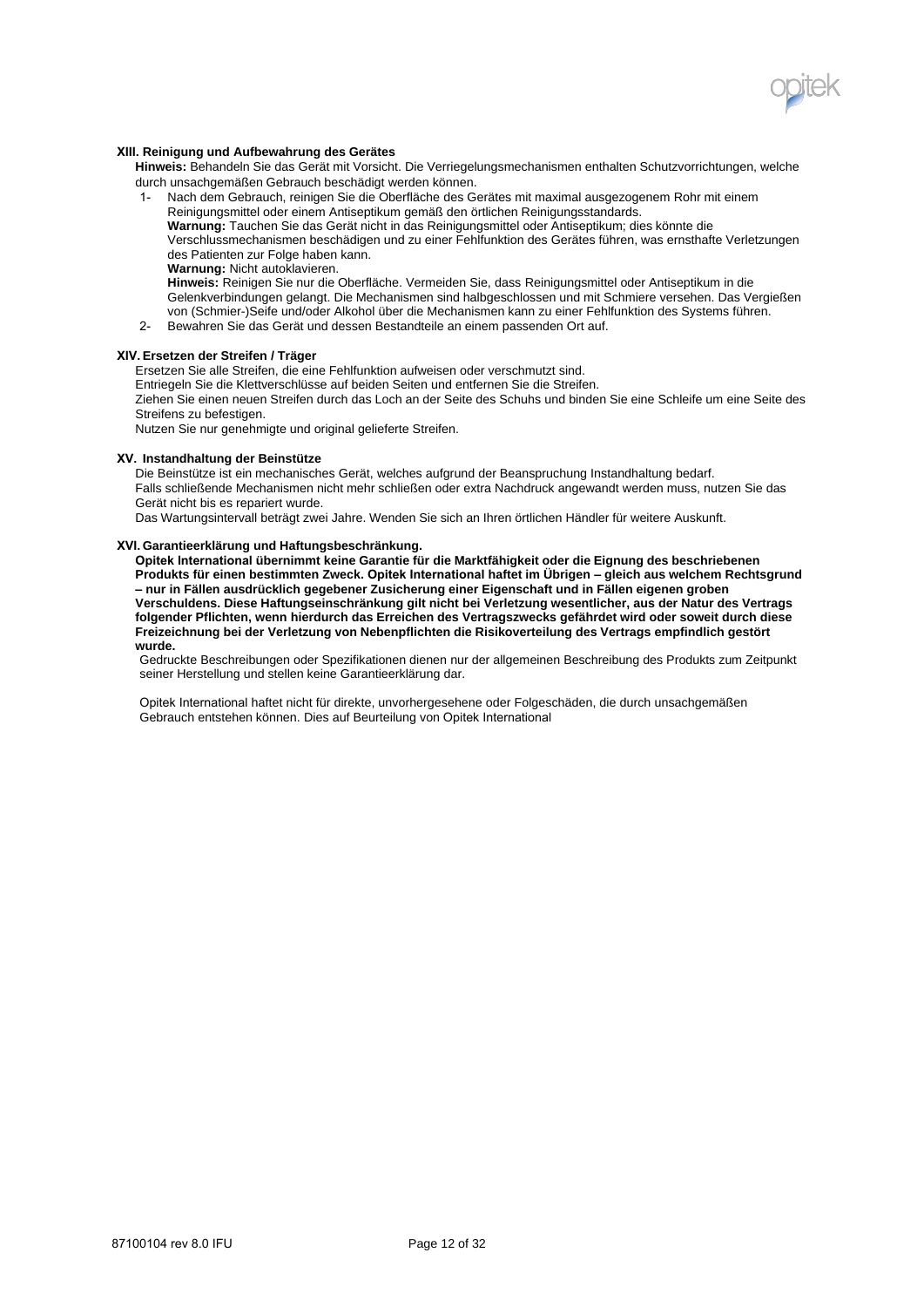## XIII. Reinigung und Aufbewahrung des Gerätes

**Hinweis:** Behandeln Sie das Gerät mit Vorsicht. Die Verriegelungsmechanismen enthalten Schutzvorrichtungen, welche durch unsachgemäßen Gebrauch beschädigt werden können.

1- Nach dem Gebrauch, reinigen Sie die Oberfläche des Gerätes mit maximal ausgezogenem Rohr mit einem Reinigungsmittel oder einem Antiseptikum gemäß den örtlichen Reinigungsstandards.
   **Warnung:** Tauchen Sie das Gerät nicht in das Reinigungsmittel oder Antiseptikum; dies könnte die Verschlussmechanismen beschädigen und zu einer Fehlfunktion des Gerätes führen, was ernsthafte Verletzungen des Patienten zur Folge haben kann.
   **Warnung:** Nicht autoklavieren.
   **Hinweis:** Reinigen Sie nur die Oberfläche. Vermeiden Sie, dass Reinigungsmittel oder Antiseptikum in die Gelenkverbindungen gelangt. Die Mechanismen sind halbgeschlossen und mit Schmiere versehen. Das Vergießen von (Schmier-)Seife und/oder Alkohol über die Mechanismen kann zu einer Fehlfunktion des Systems führen.

2- Bewahren Sie das Gerät und dessen Bestandteile an einem passenden Ort auf.

## XIV. Ersetzen der Streifen / Träger

Ersetzen Sie alle Streifen, die eine Fehlfunktion aufweisen oder verschmutzt sind.
Entriegeln Sie die Klettverschlüsse auf beiden Seiten und entfernen Sie die Streifen.
Ziehen Sie einen neuen Streifen durch das Loch an der Seite des Schuhs und binden Sie eine Schleife um eine Seite des Streifens zu befestigen.
Nutzen Sie nur genehmigte und original gelieferte Streifen.

## XV. Instandhaltung der Beinstütze

Die Beinstütze ist ein mechanisches Gerät, welches aufgrund der Beanspruchung Instandhaltung bedarf.
Falls schließende Mechanismen nicht mehr schließen oder extra Nachdruck angewandt werden muss, nutzen Sie das Gerät nicht bis es repariert wurde.
Das Wartungsintervall beträgt zwei Jahre. Wenden Sie sich an Ihren örtlichen Händler für weitere Auskunft.

## XVI. Garantieerklärung und Haftungsbeschränkung.

**Opitek International übernimmt keine Garantie für die Marktfähigkeit oder die Eignung des beschriebenen Produkts für einen bestimmten Zweck. Opitek International haftet im Übrigen – gleich aus welchem Rechtsgrund – nur in Fällen ausdrücklich gegebener Zusicherung einer Eigenschaft und in Fällen eigenen groben Verschuldens. Diese Haftungseinschränkung gilt nicht bei Verletzung wesentlicher, aus der Natur des Vertrags folgender Pflichten, wenn hierdurch das Erreichen des Vertragszwecks gefährdet wird oder soweit durch diese Freizeichnung bei der Verletzung von Nebenpflichten die Risikoverteilung des Vertrags empfindlich gestört wurde.**

Gedruckte Beschreibungen oder Spezifikationen dienen nur der allgemeinen Beschreibung des Produkts zum Zeitpunkt seiner Herstellung und stellen keine Garantieerklärung dar.

Opitek International haftet nicht für direkte, unvorhergesehene oder Folgeschäden, die durch unsachgemäßen Gebrauch entstehen können. Dies auf Beurteilung von Opitek International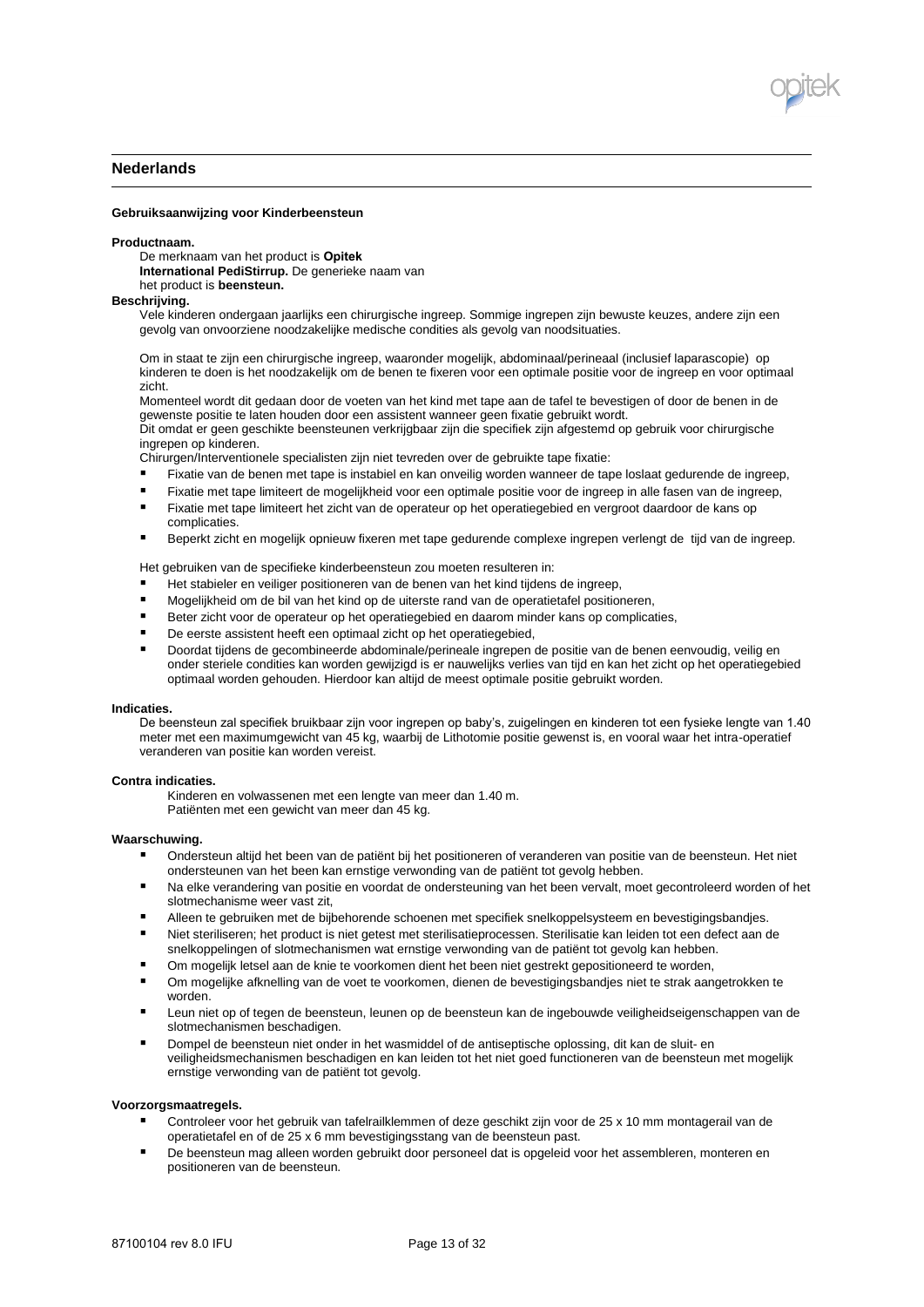## Nederlands

**Gebruiksaanwijzing voor Kinderbeensteun**

**Productnaam.**

De merknaam van het product is **Opitek International PediStirrup.** De generieke naam van het product is **beensteun.**

**Beschrijving.**

Vele kinderen ondergaan jaarlijks een chirurgische ingreep. Sommige ingrepen zijn bewuste keuzes, andere zijn een gevolg van onvoorziene noodzakelijke medische condities als gevolg van noodsituaties.

Om in staat te zijn een chirurgische ingreep, waaronder mogelijk, abdominaal/perineaal (inclusief laparascopie) op kinderen te doen is het noodzakelijk om de benen te fixeren voor een optimale positie voor de ingreep en voor optimaal zicht.

Momenteel wordt dit gedaan door de voeten van het kind met tape aan de tafel te bevestigen of door de benen in de gewenste positie te laten houden door een assistent wanneer geen fixatie gebruikt wordt.

Dit omdat er geen geschikte beensteunen verkrijgbaar zijn die specifiek zijn afgestemd op gebruik voor chirurgische ingrepen op kinderen.

Chirurgen/Interventionele specialisten zijn niet tevreden over de gebruikte tape fixatie:

- Fixatie van de benen met tape is instabiel en kan onveilig worden wanneer de tape loslaat gedurende de ingreep,
- Fixatie met tape limiteert de mogelijkheid voor een optimale positie voor de ingreep in alle fasen van de ingreep,
- Fixatie met tape limiteert het zicht van de operateur op het operatiegebied en vergroot daardoor de kans op complicaties.
- Beperkt zicht en mogelijk opnieuw fixeren met tape gedurende complexe ingrepen verlengt de tijd van de ingreep.

Het gebruiken van de specifieke kinderbeensteun zou moeten resulteren in:

- Het stabieler en veiliger positioneren van de benen van het kind tijdens de ingreep,
- Mogelijkheid om de bil van het kind op de uiterste rand van de operatietafel positioneren,
- Beter zicht voor de operateur op het operatiegebied en daarom minder kans op complicaties,
- De eerste assistent heeft een optimaal zicht op het operatiegebied,
- Doordat tijdens de gecombineerde abdominale/perineale ingrepen de positie van de benen eenvoudig, veilig en onder steriele condities kan worden gewijzigd is er nauwelijks verlies van tijd en kan het zicht op het operatiegebied optimaal worden gehouden. Hierdoor kan altijd de meest optimale positie gebruikt worden.

**Indicaties.**

De beensteun zal specifiek bruikbaar zijn voor ingrepen op baby's, zuigelingen en kinderen tot een fysieke lengte van 1.40 meter met een maximumgewicht van 45 kg, waarbij de Lithotomie positie gewenst is, en vooral waar het intra-operatief veranderen van positie kan worden vereist.

**Contra indicaties.**

Kinderen en volwassenen met een lengte van meer dan 1.40 m.
Patiënten met een gewicht van meer dan 45 kg.

**Waarschuwing.**

- Ondersteun altijd het been van de patiënt bij het positioneren of veranderen van positie van de beensteun. Het niet ondersteunen van het been kan ernstige verwonding van de patiënt tot gevolg hebben.
- Na elke verandering van positie en voordat de ondersteuning van het been vervalt, moet gecontroleerd worden of het slotmechanisme weer vast zit,
- Alleen te gebruiken met de bijbehorende schoenen met specifiek snelkoppelsysteem en bevestigingsbandjes.
- Niet steriliseren; het product is niet getest met sterilisatieprocessen. Sterilisatie kan leiden tot een defect aan de snelkoppelingen of slotmechanismen wat ernstige verwonding van de patiënt tot gevolg kan hebben.
- Om mogelijk letsel aan de knie te voorkomen dient het been niet gestrekt gepositioneerd te worden,
- Om mogelijke afknelling van de voet te voorkomen, dienen de bevestigingsbandjes niet te strak aangetrokken te worden.
- Leun niet op of tegen de beensteun, leunen op de beensteun kan de ingebouwde veiligheidseigenschappen van de slotmechanismen beschadigen.
- Dompel de beensteun niet onder in het wasmiddel of de antiseptische oplossing, dit kan de sluit- en veiligheidsmechanismen beschadigen en kan leiden tot het niet goed functioneren van de beensteun met mogelijk ernstige verwonding van de patiënt tot gevolg.

**Voorzorgsmaatregels.**

- Controleer voor het gebruik van tafelrailklemmen of deze geschikt zijn voor de 25 x 10 mm montagerail van de operatietafel en of de 25 x 6 mm bevestigingsstang van de beensteun past.
- De beensteun mag alleen worden gebruikt door personeel dat is opgeleid voor het assembleren, monteren en positioneren van de beensteun.

87100104 rev 8.0 IFU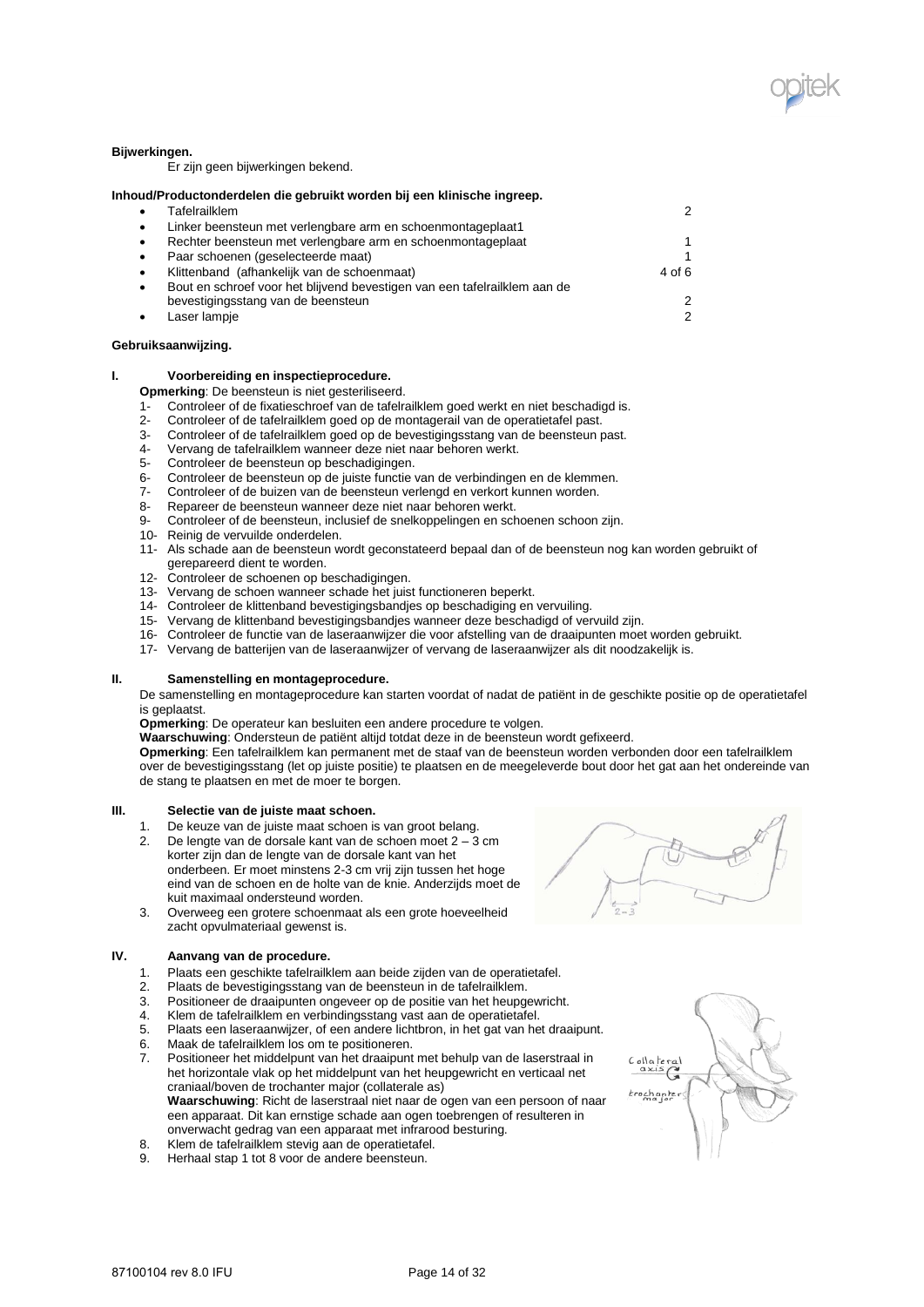**Bijwerkingen.**

Er zijn geen bijwerkingen bekend.

**Inhoud/Productonderdelen die gebruikt worden bij een klinische ingreep.**

| | |
|---|---|
| • Tafelrailklem | 2 |
| • Linker beensteun met verlengbare arm en schoenmontageplaat1 | |
| • Rechter beensteun met verlengbare arm en schoenmontageplaat | 1 |
| • Paar schoenen (geselecteerde maat) | 1 |
| • Klittenband (afhankelijk van de schoenmaat) | 4 of 6 |
| • Bout en schroef voor het blijvend bevestigen van een tafelrailklem aan de bevestigingsstang van de beensteun | 2 |
| • Laser lampje | 2 |

**Gebruiksaanwijzing.**

**I. Voorbereiding en inspectieprocedure.**

**Opmerking**: De beensteun is niet gesteriliseerd.

1- Controleer of de fixatieschroef van de tafelrailklem goed werkt en niet beschadigd is.
2- Controleer of de tafelrailklem goed op de montagerail van de operatietafel past.
3- Controleer of de tafelrailklem goed op de bevestigingsstang van de beensteun past.
4- Vervang de tafelrailklem wanneer deze niet naar behoren werkt.
5- Controleer de beensteun op beschadigingen.
6- Controleer de beensteun op de juiste functie van de verbindingen en de klemmen.
7- Controleer of de buizen van de beensteun verlengd en verkort kunnen worden.
8- Repareer de beensteun wanneer deze niet naar behoren werkt.
9- Controleer of de beensteun, inclusief de snelkoppelingen en schoenen schoon zijn.
10- Reinig de vervuilde onderdelen.
11- Als schade aan de beensteun wordt geconstateerd bepaal dan of de beensteun nog kan worden gebruikt of gerepareerd dient te worden.
12- Controleer de schoenen op beschadigingen.
13- Vervang de schoen wanneer schade het juist functioneren beperkt.
14- Controleer de klittenband bevestigingsbandjes op beschadiging en vervuiling.
15- Vervang de klittenband bevestigingsbandjes wanneer deze beschadigd of vervuild zijn.
16- Controleer de functie van de laseraanwijzer die voor afstelling van de draaipunten moet worden gebruikt.
17- Vervang de batterijen van de laseraanwijzer of vervang de laseraanwijzer als dit noodzakelijk is.

**II. Samenstelling en montageprocedure.**

De samenstelling en montageprocedure kan starten voordat of nadat de patiënt in de geschikte positie op de operatietafel is geplaatst.

**Opmerking**: De operateur kan besluiten een andere procedure te volgen.

**Waarschuwing**: Ondersteun de patiënt altijd totdat deze in de beensteun wordt gefixeerd.

**Opmerking**: Een tafelrailklem kan permanent met de staaf van de beensteun worden verbonden door een tafelrailklem over de bevestigingsstang (let op juiste positie) te plaatsen en de meegeleverde bout door het gat aan het ondereinde van de stang te plaatsen en met de moer te borgen.

**III. Selectie van de juiste maat schoen.**

1. De keuze van de juiste maat schoen is van groot belang.
2. De lengte van de dorsale kant van de schoen moet 2 – 3 cm korter zijn dan de lengte van de dorsale kant van het onderbeen. Er moet minstens 2-3 cm vrij zijn tussen het hoge eind van de schoen en de holte van de knie. Anderzijds moet de kuit maximaal ondersteund worden.
3. Overweeg een grotere schoenmaat als een grote hoeveelheid zacht opvulmateriaal gewenst is.

**IV. Aanvang van de procedure.**

1. Plaats een geschikte tafelrailklem aan beide zijden van de operatietafel.
2. Plaats de bevestigingsstang van de beensteun in de tafelrailklem.
3. Positioneer de draaipunten ongeveer op de positie van het heupgewricht.
4. Klem de tafelrailklem en verbindingsstang vast aan de operatietafel.
5. Plaats een laseraanwijzer, of een andere lichtbron, in het gat van het draaipunt.
6. Maak de tafelrailklem los om te positioneren.
7. Positioneer het middelpunt van het draaipunt met behulp van de laserstraal in het horizontale vlak op het middelpunt van het heupgewricht en verticaal net craniaal/boven de trochanter major (collaterale as)
   **Waarschuwing**: Richt de laserstraal niet naar de ogen van een persoon of naar een apparaat. Dit kan ernstige schade aan ogen toebrengen of resulteren in onverwacht gedrag van een apparaat met infrarood besturing.
8. Klem de tafelrailklem stevig aan de operatietafel.
9. Herhaal stap 1 tot 8 voor de andere beensteun.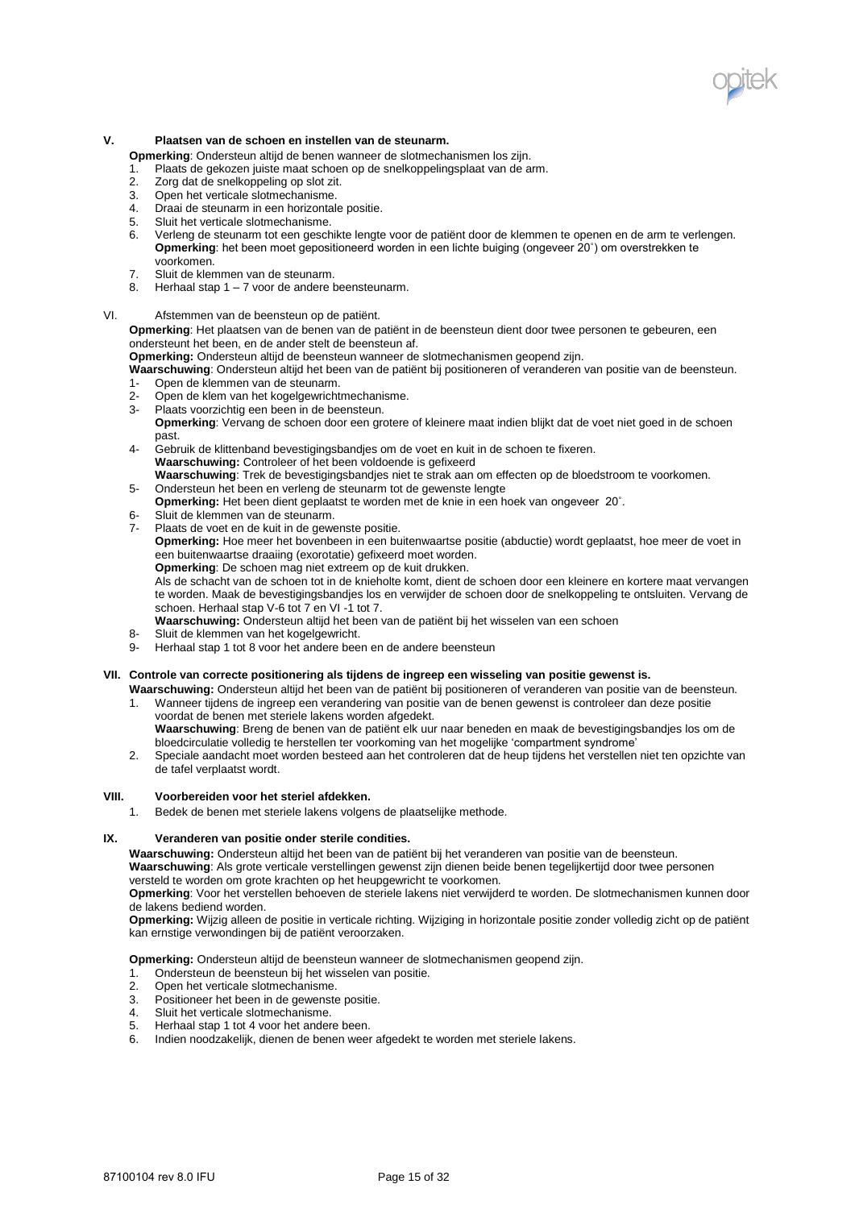## V. Plaatsen van de schoen en instellen van de steunarm.

**Opmerking**: Ondersteun altijd de benen wanneer de slotmechanismen los zijn.

1. Plaats de gekozen juiste maat schoen op de snelkoppelingsplaat van de arm.
2. Zorg dat de snelkoppeling op slot zit.
3. Open het verticale slotmechanisme.
4. Draai de steunarm in een horizontale positie.
5. Sluit het verticale slotmechanisme.
6. Verleng de steunarm tot een geschikte lengte voor de patiënt door de klemmen te openen en de arm te verlengen. **Opmerking**: het been moet gepositioneerd worden in een lichte buiging (ongeveer 20˚) om overstrekken te voorkomen.
7. Sluit de klemmen van de steunarm.
8. Herhaal stap 1 – 7 voor de andere beensteunarm.

## VI. Afstemmen van de beensteun op de patiënt.

**Opmerking**: Het plaatsen van de benen van de patiënt in de beensteun dient door twee personen te gebeuren, een ondersteunt het been, en de ander stelt de beensteun af.

**Opmerking:** Ondersteun altijd de beensteun wanneer de slotmechanismen geopend zijn.

**Waarschuwing**: Ondersteun altijd het been van de patiënt bij positioneren of veranderen van positie van de beensteun.

1- Open de klemmen van de steunarm.

2- Open de klem van het kogelgewrichtmechanisme.

3- Plaats voorzichtig een been in de beensteun.
**Opmerking**: Vervang de schoen door een grotere of kleinere maat indien blijkt dat de voet niet goed in de schoen past.

4- Gebruik de klittenband bevestigingsbandjes om de voet en kuit in de schoen te fixeren.
**Waarschuwing:** Controleer of het been voldoende is gefixeerd
**Waarschuwing**: Trek de bevestigingsbandjes niet te strak aan om effecten op de bloedstroom te voorkomen.

5- Ondersteun het been en verleng de steunarm tot de gewenste lengte
**Opmerking:** Het been dient geplaatst te worden met de knie in een hoek van ongeveer 20˚.

6- Sluit de klemmen van de steunarm.

7- Plaats de voet en de kuit in de gewenste positie.
**Opmerking:** Hoe meer het bovenbeen in een buitenwaartse positie (abductie) wordt geplaatst, hoe meer de voet in een buitenwaartse draaiing (exorotatie) gefixeerd moet worden.
**Opmerking**: De schoen mag niet extreem op de kuit drukken.
Als de schacht van de schoen tot in de knieholte komt, dient de schoen door een kleinere en kortere maat vervangen te worden. Maak de bevestigingsbandjes los en verwijder de schoen door de snelkoppeling te ontsluiten. Vervang de schoen. Herhaal stap V-6 tot 7 en VI -1 tot 7.
**Waarschuwing:** Ondersteun altijd het been van de patiënt bij het wisselen van een schoen

8- Sluit de klemmen van het kogelgewricht.

9- Herhaal stap 1 tot 8 voor het andere been en de andere beensteun

## VII. Controle van correcte positionering als tijdens de ingreep een wisseling van positie gewenst is.

**Waarschuwing:** Ondersteun altijd het been van de patiënt bij positioneren of veranderen van positie van de beensteun.

1. Wanneer tijdens de ingreep een verandering van positie van de benen gewenst is controleer dan deze positie voordat de benen met steriele lakens worden afgedekt.
   **Waarschuwing**: Breng de benen van de patiënt elk uur naar beneden en maak de bevestigingsbandjes los om de bloedcirculatie volledig te herstellen ter voorkoming van het mogelijke 'compartment syndrome'
2. Speciale aandacht moet worden besteed aan het controleren dat de heup tijdens het verstellen niet ten opzichte van de tafel verplaatst wordt.

## VIII. Voorbereiden voor het steriel afdekken.

1. Bedek de benen met steriele lakens volgens de plaatselijke methode.

## IX. Veranderen van positie onder sterile condities.

**Waarschuwing:** Ondersteun altijd het been van de patiënt bij het veranderen van positie van de beensteun.

**Waarschuwing**: Als grote verticale verstellingen gewenst zijn dienen beide benen tegelijkertijd door twee personen versteld te worden om grote krachten op het heupgewricht te voorkomen.

**Opmerking**: Voor het verstellen behoeven de steriele lakens niet verwijderd te worden. De slotmechanismen kunnen door de lakens bediend worden.

**Opmerking:** Wijzig alleen de positie in verticale richting. Wijziging in horizontale positie zonder volledig zicht op de patiënt kan ernstige verwondingen bij de patiënt veroorzaken.

**Opmerking:** Ondersteun altijd de beensteun wanneer de slotmechanismen geopend zijn.

1. Ondersteun de beensteun bij het wisselen van positie.
2. Open het verticale slotmechanisme.
3. Positioneer het been in de gewenste positie.
4. Sluit het verticale slotmechanisme.
5. Herhaal stap 1 tot 4 voor het andere been.
6. Indien noodzakelijk, dienen de benen weer afgedekt te worden met steriele lakens.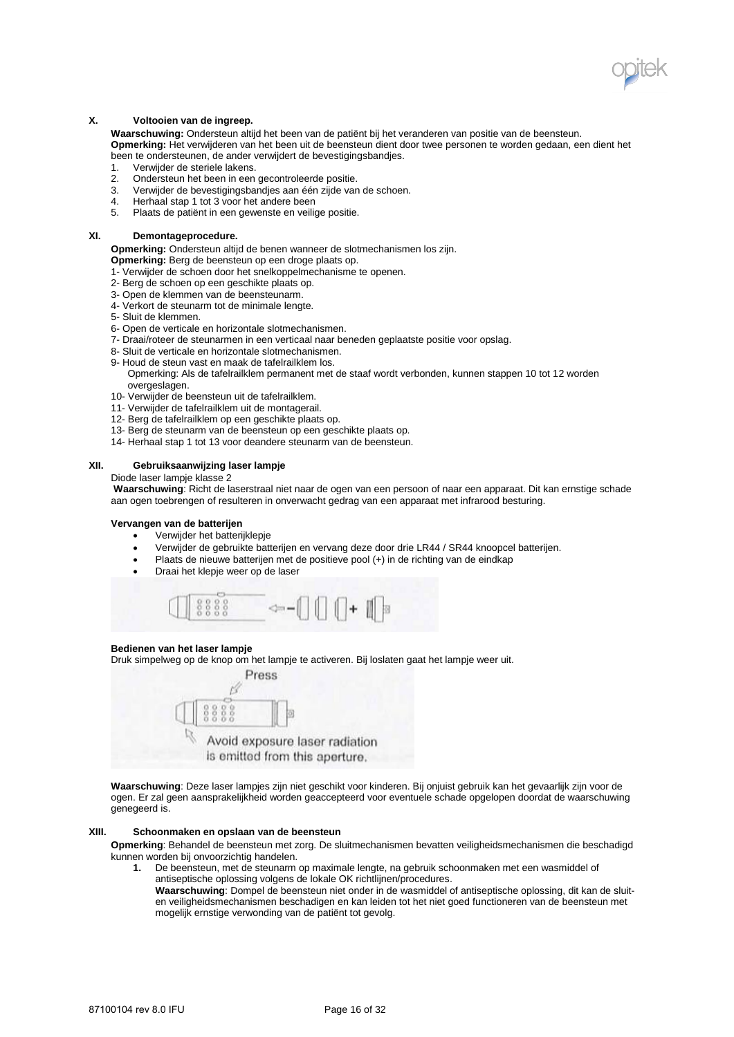## X. Voltooien van de ingreep.

**Waarschuwing:** Ondersteun altijd het been van de patiënt bij het veranderen van positie van de beensteun.
**Opmerking:** Het verwijderen van het been uit de beensteun dient door twee personen te worden gedaan, een dient het been te ondersteunen, de ander verwijdert de bevestigingsbandjes.

1. Verwijder de steriele lakens.
2. Ondersteun het been in een gecontroleerde positie.
3. Verwijder de bevestigingsbandjes aan één zijde van de schoen.
4. Herhaal stap 1 tot 3 voor het andere been
5. Plaats de patiënt in een gewenste en veilige positie.

## XI. Demontageprocedure.

**Opmerking:** Ondersteun altijd de benen wanneer de slotmechanismen los zijn.
**Opmerking:** Berg de beensteun op een droge plaats op.

1- Verwijder de schoen door het snelkoppelmechanisme te openen.
2- Berg de schoen op een geschikte plaats op.
3- Open de klemmen van de beensteunarm.
4- Verkort de steunarm tot de minimale lengte.
5- Sluit de klemmen.
6- Open de verticale en horizontale slotmechanismen.
7- Draai/roteer de steunarmen in een verticaal naar beneden geplaatste positie voor opslag.
8- Sluit de verticale en horizontale slotmechanismen.
9- Houd de steun vast en maak de tafelrailklem los.
Opmerking: Als de tafelrailklem permanent met de staaf wordt verbonden, kunnen stappen 10 tot 12 worden overgeslagen.
10- Verwijder de beensteun uit de tafelrailklem.
11- Verwijder de tafelrailklem uit de montagerail.
12- Berg de tafelrailklem op een geschikte plaats op.
13- Berg de steunarm van de beensteun op een geschikte plaats op.
14- Herhaal stap 1 tot 13 voor deandere steunarm van de beensteun.

## XII. Gebruiksaanwijzing laser lampje

Diode laser lampje klasse 2

**Waarschuwing**: Richt de laserstraal niet naar de ogen van een persoon of naar een apparaat. Dit kan ernstige schade aan ogen toebrengen of resulteren in onverwacht gedrag van een apparaat met infrarood besturing.

**Vervangen van de batterijen**

- Verwijder het batterijklepje
- Verwijder de gebruikte batterijen en vervang deze door drie LR44 / SR44 knoopcel batterijen.
- Plaats de nieuwe batterijen met de positieve pool (+) in de richting van de eindkap
- Draai het klepje weer op de laser

**Bedienen van het laser lampje**

Druk simpelweg op de knop om het lampje te activeren. Bij loslaten gaat het lampje weer uit.

Press

Avoid exposure laser radiation is emitted from this aperture.

**Waarschuwing**: Deze laser lampjes zijn niet geschikt voor kinderen. Bij onjuist gebruik kan het gevaarlijk zijn voor de ogen. Er zal geen aansprakelijkheid worden geaccepteerd voor eventuele schade opgelopen doordat de waarschuwing genegeerd is.

## XIII. Schoonmaken en opslaan van de beensteun

**Opmerking**: Behandel de beensteun met zorg. De sluitmechanismen bevatten veiligheidsmechanismen die beschadigd kunnen worden bij onvoorzichtig handelen.

1. De beensteun, met de steunarm op maximale lengte, na gebruik schoonmaken met een wasmiddel of antiseptische oplossing volgens de lokale OK richtlijnen/procedures.
   **Waarschuwing**: Dompel de beensteun niet onder in de wasmiddel of antiseptische oplossing, dit kan de sluit- en veiligheidsmechanismen beschadigen en kan leiden tot het niet goed functioneren van de beensteun met mogelijk ernstige verwonding van de patiënt tot gevolg.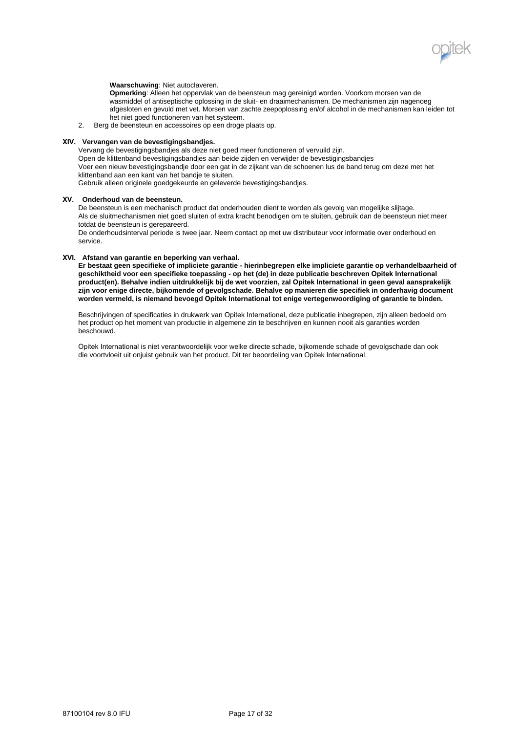**Waarschuwing**: Niet autoclaveren.

**Opmerking**: Alleen het oppervlak van de beensteun mag gereinigd worden. Voorkom morsen van de wasmiddel of antiseptische oplossing in de sluit- en draaimechanismen. De mechanismen zijn nagenoeg afgesloten en gevuld met vet. Morsen van zachte zeepoplossing en/of alcohol in de mechanismen kan leiden tot het niet goed functioneren van het systeem.

2. Berg de beensteun en accessoires op een droge plaats op.

## XIV. Vervangen van de bevestigingsbandjes.

Vervang de bevestigingsbandjes als deze niet goed meer functioneren of vervuild zijn.
Open de klittenband bevestigingsbandjes aan beide zijden en verwijder de bevestigingsbandjes
Voer een nieuw bevestigingsbandje door een gat in de zijkant van de schoenen lus de band terug om deze met het klittenband aan een kant van het bandje te sluiten.
Gebruik alleen originele goedgekeurde en geleverde bevestigingsbandjes.

## XV. Onderhoud van de beensteun.

De beensteun is een mechanisch product dat onderhouden dient te worden als gevolg van mogelijke slijtage.
Als de sluitmechanismen niet goed sluiten of extra kracht benodigen om te sluiten, gebruik dan de beensteun niet meer totdat de beensteun is gerepareerd.
De onderhoudsinterval periode is twee jaar. Neem contact op met uw distributeur voor informatie over onderhoud en service.

## XVI. Afstand van garantie en beperking van verhaal.

**Er bestaat geen specifieke of impliciete garantie - hierinbegrepen elke impliciete garantie op verhandelbaarheid of geschiktheid voor een specifieke toepassing - op het (de) in deze publicatie beschreven Opitek International product(en). Behalve indien uitdrukkelijk bij de wet voorzien, zal Opitek International in geen geval aansprakelijk zijn voor enige directe, bijkomende of gevolgschade. Behalve op manieren die specifiek in onderhavig document worden vermeld, is niemand bevoegd Opitek International tot enige vertegenwoordiging of garantie te binden.**

Beschrijvingen of specificaties in drukwerk van Opitek International, deze publicatie inbegrepen, zijn alleen bedoeld om het product op het moment van productie in algemene zin te beschrijven en kunnen nooit als garanties worden beschouwd.

Opitek International is niet verantwoordelijk voor welke directe schade, bijkomende schade of gevolgschade dan ook die voortvloeit uit onjuist gebruik van het product. Dit ter beoordeling van Opitek International.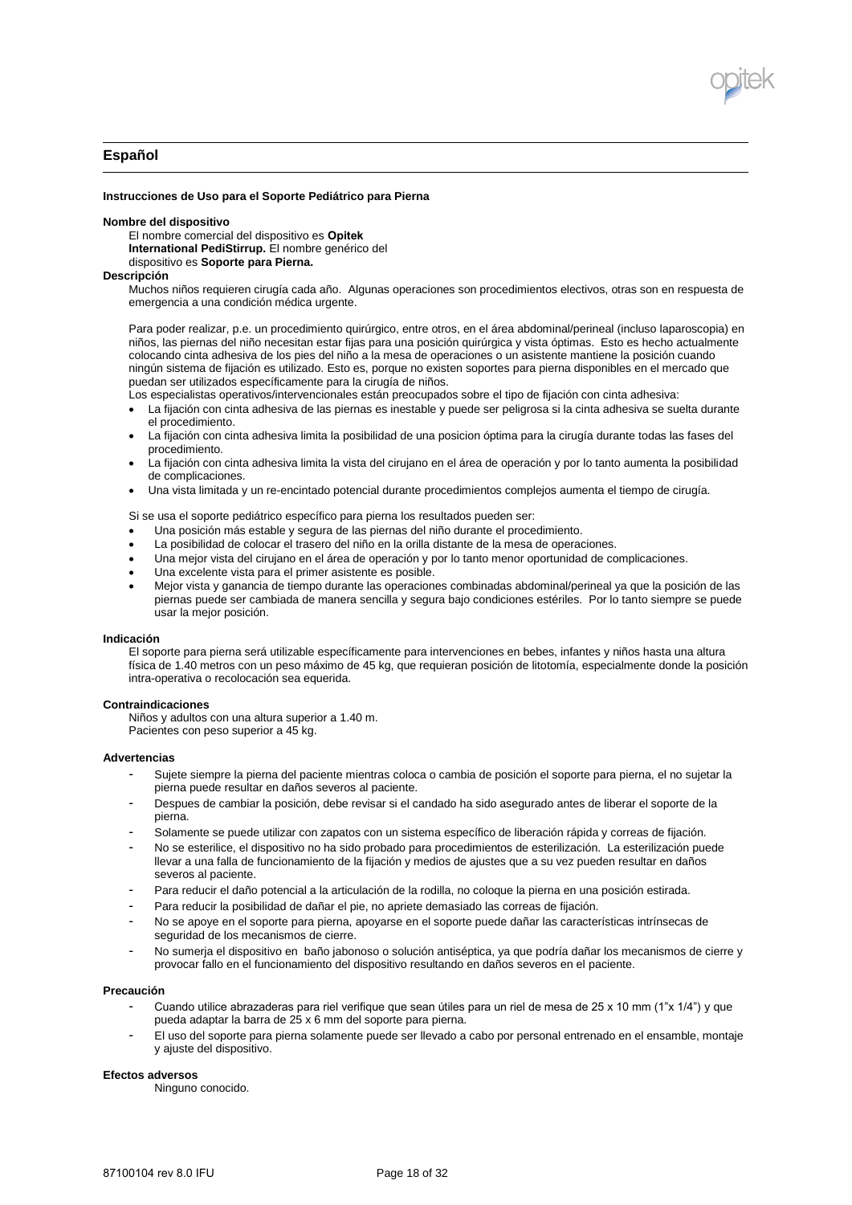## Español

**Instrucciones de Uso para el Soporte Pediátrico para Pierna**

**Nombre del dispositivo**

El nombre comercial del dispositivo es **Opitek International PediStirrup.** El nombre genérico del dispositivo es **Soporte para Pierna.**

**Descripción**

Muchos niños requieren cirugía cada año. Algunas operaciones son procedimientos electivos, otras son en respuesta de emergencia a una condición médica urgente.

Para poder realizar, p.e. un procedimiento quirúrgico, entre otros, en el área abdominal/perineal (incluso laparoscopia) en niños, las piernas del niño necesitan estar fijas para una posición quirúrgica y vista óptimas. Esto es hecho actualmente colocando cinta adhesiva de los pies del niño a la mesa de operaciones o un asistente mantiene la posición cuando ningún sistema de fijación es utilizado. Esto es, porque no existen soportes para pierna disponibles en el mercado que puedan ser utilizados específicamente para la cirugía de niños.

Los especialistas operativos/intervencionales están preocupados sobre el tipo de fijación con cinta adhesiva:

- La fijación con cinta adhesiva de las piernas es inestable y puede ser peligrosa si la cinta adhesiva se suelta durante el procedimiento.
- La fijación con cinta adhesiva limita la posibilidad de una posicion óptima para la cirugía durante todas las fases del procedimiento.
- La fijación con cinta adhesiva limita la vista del cirujano en el área de operación y por lo tanto aumenta la posibilidad de complicaciones.
- Una vista limitada y un re-encintado potencial durante procedimientos complejos aumenta el tiempo de cirugía.

Si se usa el soporte pediátrico específico para pierna los resultados pueden ser:

- Una posición más estable y segura de las piernas del niño durante el procedimiento.
- La posibilidad de colocar el trasero del niño en la orilla distante de la mesa de operaciones.
- Una mejor vista del cirujano en el área de operación y por lo tanto menor oportunidad de complicaciones.
- Una excelente vista para el primer asistente es posible.
- Mejor vista y ganancia de tiempo durante las operaciones combinadas abdominal/perineal ya que la posición de las piernas puede ser cambiada de manera sencilla y segura bajo condiciones estériles. Por lo tanto siempre se puede usar la mejor posición.

**Indicación**

El soporte para pierna será utilizable específicamente para intervenciones en bebes, infantes y niños hasta una altura física de 1.40 metros con un peso máximo de 45 kg, que requieran posición de litotomía, especialmente donde la posición intra-operativa o recolocación sea equerida.

**Contraindicaciones**

Niños y adultos con una altura superior a 1.40 m.
Pacientes con peso superior a 45 kg.

**Advertencias**

- Sujete siempre la pierna del paciente mientras coloca o cambia de posición el soporte para pierna, el no sujetar la pierna puede resultar en daños severos al paciente.
- Despues de cambiar la posición, debe revisar si el candado ha sido asegurado antes de liberar el soporte de la pierna.
- Solamente se puede utilizar con zapatos con un sistema específico de liberación rápida y correas de fijación.
- No se esterilice, el dispositivo no ha sido probado para procedimientos de esterilización. La esterilización puede llevar a una falla de funcionamiento de la fijación y medios de ajustes que a su vez pueden resultar en daños severos al paciente.
- Para reducir el daño potencial a la articulación de la rodilla, no coloque la pierna en una posición estirada.
- Para reducir la posibilidad de dañar el pie, no apriete demasiado las correas de fijación.
- No se apoye en el soporte para pierna, apoyarse en el soporte puede dañar las características intrínsecas de seguridad de los mecanismos de cierre.
- No sumerja el dispositivo en baño jabonoso o solución antiséptica, ya que podría dañar los mecanismos de cierre y provocar fallo en el funcionamiento del dispositivo resultando en daños severos en el paciente.

**Precaución**

- Cuando utilice abrazaderas para riel verifique que sean útiles para un riel de mesa de 25 x 10 mm (1"x 1/4") y que pueda adaptar la barra de 25 x 6 mm del soporte para pierna.
- El uso del soporte para pierna solamente puede ser llevado a cabo por personal entrenado en el ensamble, montaje y ajuste del dispositivo.

**Efectos adversos**

Ninguno conocido.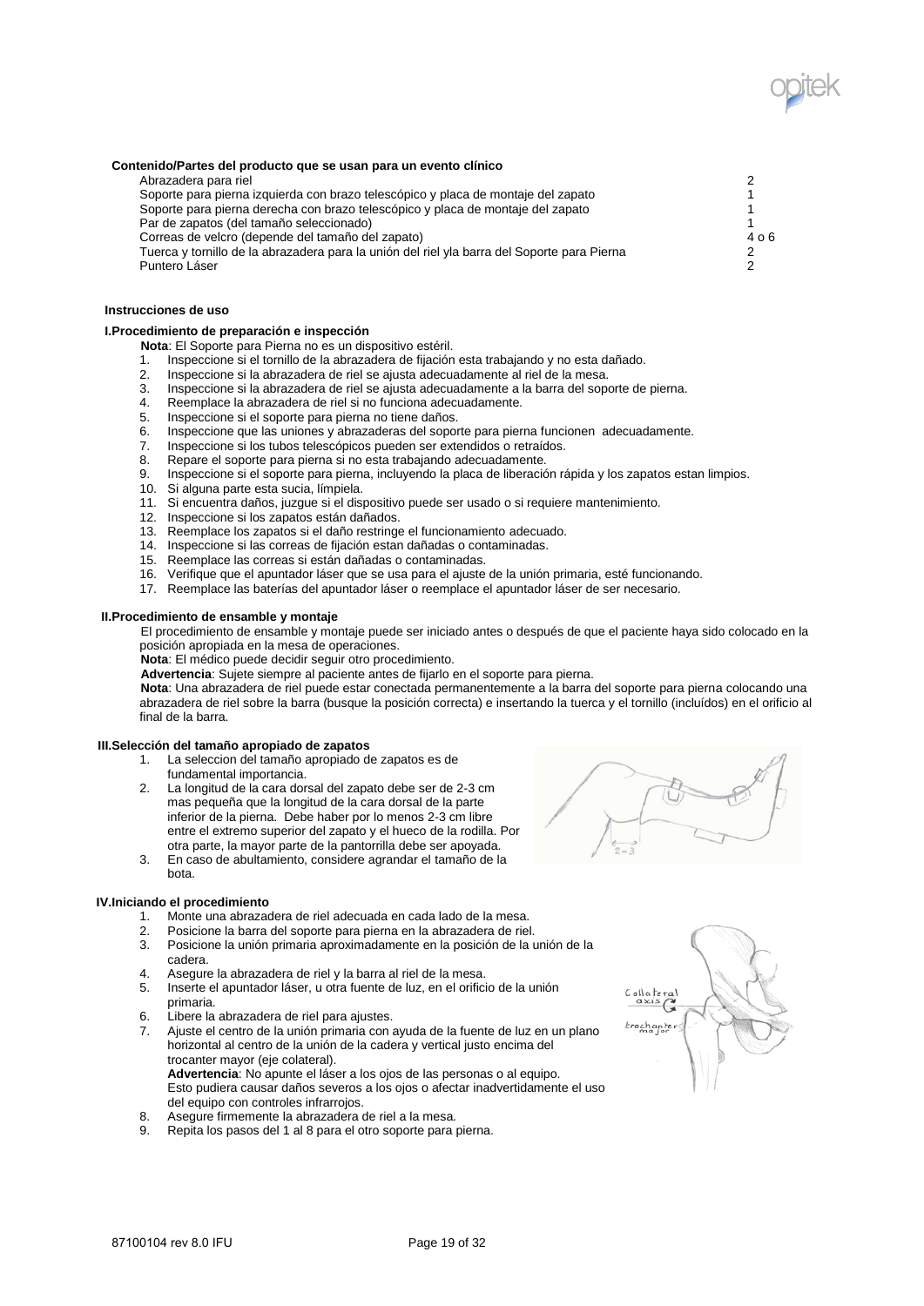**Contenido/Partes del producto que se usan para un evento clínico**

| | |
|---|---|
| Abrazadera para riel | 2 |
| Soporte para pierna izquierda con brazo telescópico y placa de montaje del zapato | 1 |
| Soporte para pierna derecha con brazo telescópico y placa de montaje del zapato | 1 |
| Par de zapatos (del tamaño seleccionado) | 1 |
| Correas de velcro (depende del tamaño del zapato) | 4 o 6 |
| Tuerca y tornillo de la abrazadera para la unión del riel yla barra del Soporte para Pierna | 2 |
| Puntero Láser | 2 |

**Instrucciones de uso**

**I.Procedimiento de preparación e inspección**

**Nota**: El Soporte para Pierna no es un dispositivo estéril.

1. Inspeccione si el tornillo de la abrazadera de fijación esta trabajando y no esta dañado.
2. Inspeccione si la abrazadera de riel se ajusta adecuadamente al riel de la mesa.
3. Inspeccione si la abrazadera de riel se ajusta adecuadamente a la barra del soporte de pierna.
4. Reemplace la abrazadera de riel si no funciona adecuadamente.
5. Inspeccione si el soporte para pierna no tiene daños.
6. Inspeccione que las uniones y abrazaderas del soporte para pierna funcionen adecuadamente.
7. Inspeccione si los tubos telescópicos pueden ser extendidos o retraídos.
8. Repare el soporte para pierna si no esta trabajando adecuadamente.
9. Inspeccione si el soporte para pierna, incluyendo la placa de liberación rápida y los zapatos estan limpios.
10. Si alguna parte esta sucia, límpiela.
11. Si encuentra daños, juzgue si el dispositivo puede ser usado o si requiere mantenimiento.
12. Inspeccione si los zapatos están dañados.
13. Reemplace los zapatos si el daño restringe el funcionamiento adecuado.
14. Inspeccione si las correas de fijación estan dañadas o contaminadas.
15. Reemplace las correas si están dañadas o contaminadas.
16. Verifique que el apuntador láser que se usa para el ajuste de la unión primaria, esté funcionando.
17. Reemplace las baterías del apuntador láser o reemplace el apuntador láser de ser necesario.

**II.Procedimiento de ensamble y montaje**

El procedimiento de ensamble y montaje puede ser iniciado antes o después de que el paciente haya sido colocado en la posición apropiada en la mesa de operaciones.

**Nota**: El médico puede decidir seguir otro procedimiento.

**Advertencia**: Sujete siempre al paciente antes de fijarlo en el soporte para pierna.

**Nota**: Una abrazadera de riel puede estar conectada permanentemente a la barra del soporte para pierna colocando una abrazadera de riel sobre la barra (busque la posición correcta) e insertando la tuerca y el tornillo (incluídos) en el orificio al final de la barra.

**III.Selección del tamaño apropiado de zapatos**

1. La seleccion del tamaño apropiado de zapatos es de fundamental importancia.
2. La longitud de la cara dorsal del zapato debe ser de 2-3 cm mas pequeña que la longitud de la cara dorsal de la parte inferior de la pierna. Debe haber por lo menos 2-3 cm libre entre el extremo superior del zapato y el hueco de la rodilla. Por otra parte, la mayor parte de la pantorrilla debe ser apoyada.
3. En caso de abultamiento, considere agrandar el tamaño de la bota.

**IV.Iniciando el procedimiento**

1. Monte una abrazadera de riel adecuada en cada lado de la mesa.
2. Posicione la barra del soporte para pierna en la abrazadera de riel.
3. Posicione la unión primaria aproximadamente en la posición de la unión de la cadera.
4. Asegure la abrazadera de riel y la barra al riel de la mesa.
5. Inserte el apuntador láser, u otra fuente de luz, en el orificio de la unión primaria.
6. Libere la abrazadera de riel para ajustes.
7. Ajuste el centro de la unión primaria con ayuda de la fuente de luz en un plano horizontal al centro de la unión de la cadera y vertical justo encima del trocanter mayor (eje colateral).
   **Advertencia**: No apunte el láser a los ojos de las personas o al equipo. Esto pudiera causar daños severos a los ojos o afectar inadvertidamente el uso del equipo con controles infrarrojos.
8. Asegure firmemente la abrazadera de riel a la mesa.
9. Repita los pasos del 1 al 8 para el otro soporte para pierna.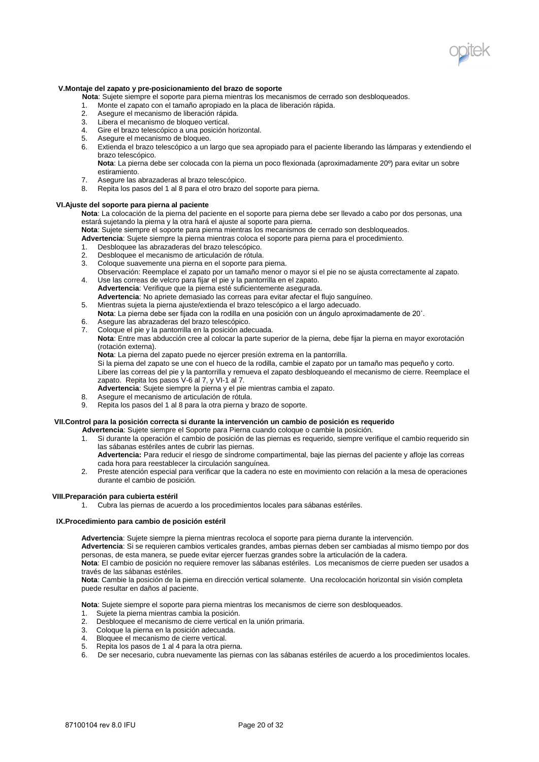## V. Montaje del zapato y pre-posicionamiento del brazo de soporte

**Nota**: Sujete siempre el soporte para pierna mientras los mecanismos de cerrado son desbloqueados.

1. Monte el zapato con el tamaño apropiado en la placa de liberación rápida.
2. Asegure el mecanismo de liberación rápida.
3. Libera el mecanismo de bloqueo vertical.
4. Gire el brazo telescópico a una posición horizontal.
5. Asegure el mecanismo de bloqueo.
6. Extienda el brazo telescópico a un largo que sea apropiado para el paciente liberando las lámparas y extendiendo el brazo telescópico.
   **Nota**: La pierna debe ser colocada con la pierna un poco flexionada (aproximadamente 20º) para evitar un sobre estiramiento.
7. Asegure las abrazaderas al brazo telescópico.
8. Repita los pasos del 1 al 8 para el otro brazo del soporte para pierna.

## VI. Ajuste del soporte para pierna al paciente

**Nota**: La colocación de la pierna del paciente en el soporte para pierna debe ser llevado a cabo por dos personas, una estará sujetando la pierna y la otra hará el ajuste al soporte para pierna.
**Nota**: Sujete siempre el soporte para pierna mientras los mecanismos de cerrado son desbloqueados.
**Advertencia**: Sujete siempre la pierna mientras coloca el soporte para pierna para el procedimiento.

1. Desbloquee las abrazaderas del brazo telescópico.
2. Desbloquee el mecanismo de articulación de rótula.
3. Coloque suavemente una pierna en el soporte para pierna.
   Observación: Reemplace el zapato por un tamaño menor o mayor si el pie no se ajusta correctamente al zapato.
4. Use las correas de velcro para fijar el pie y la pantorrilla en el zapato.
   **Advertencia**: Verifique que la pierna esté suficientemente asegurada.
   **Advertencia**: No apriete demasiado las correas para evitar afectar el flujo sanguíneo.
5. Mientras sujeta la pierna ajuste/extienda el brazo telescópico a el largo adecuado.
   **Nota**: La pierna debe ser fijada con la rodilla en una posición con un ángulo aproximadamente de 20˚.
6. Asegure las abrazaderas del brazo telescópico.
7. Coloque el pie y la pantorrilla en la posición adecuada.
   **Nota**: Entre mas abducción cree al colocar la parte superior de la pierna, debe fijar la pierna en mayor exorotación (rotación externa).
   **Nota**: La pierna del zapato puede no ejercer presión extrema en la pantorrilla.
   Si la pierna del zapato se une con el hueco de la rodilla, cambie el zapato por un tamaño mas pequeño y corto. Libere las correas del pie y la pantorrilla y remueva el zapato desbloqueando el mecanismo de cierre. Reemplace el zapato. Repita los pasos V-6 al 7, y VI-1 al 7.
   **Advertencia**: Sujete siempre la pierna y el pie mientras cambia el zapato.
8. Asegure el mecanismo de articulación de rótula.
9. Repita los pasos del 1 al 8 para la otra pierna y brazo de soporte.

## VII. Control para la posición correcta si durante la intervención un cambio de posición es requerido

**Advertencia**: Sujete siempre el Soporte para Pierna cuando coloque o cambie la posición.

1. Si durante la operación el cambio de posición de las piernas es requerido, siempre verifique el cambio requerido sin las sábanas estériles antes de cubrir las piernas.
   **Advertencia:** Para reducir el riesgo de síndrome compartimental, baje las piernas del paciente y afloje las correas cada hora para reestablecer la circulación sanguínea.
2. Preste atención especial para verificar que la cadera no este en movimiento con relación a la mesa de operaciones durante el cambio de posición.

## VIII. Preparación para cubierta estéril

1. Cubra las piernas de acuerdo a los procedimientos locales para sábanas estériles.

## IX. Procedimiento para cambio de posición estéril

**Advertencia**: Sujete siempre la pierna mientras recoloca el soporte para pierna durante la intervención.
**Advertencia**: Si se requieren cambios verticales grandes, ambas piernas deben ser cambiadas al mismo tiempo por dos personas, de esta manera, se puede evitar ejercer fuerzas grandes sobre la articulación de la cadera.
**Nota**: El cambio de posición no requiere remover las sábanas estériles. Los mecanismos de cierre pueden ser usados a través de las sábanas estériles.
**Nota**: Cambie la posición de la pierna en dirección vertical solamente. Una recolocación horizontal sin visión completa puede resultar en daños al paciente.

**Nota**: Sujete siempre el soporte para pierna mientras los mecanismos de cierre son desbloqueados.

1. Sujete la pierna mientras cambia la posición.
2. Desbloquee el mecanismo de cierre vertical en la unión primaria.
3. Coloque la pierna en la posición adecuada.
4. Bloquee el mecanismo de cierre vertical.
5. Repita los pasos de 1 al 4 para la otra pierna.
6. De ser necesario, cubra nuevamente las piernas con las sábanas estériles de acuerdo a los procedimientos locales.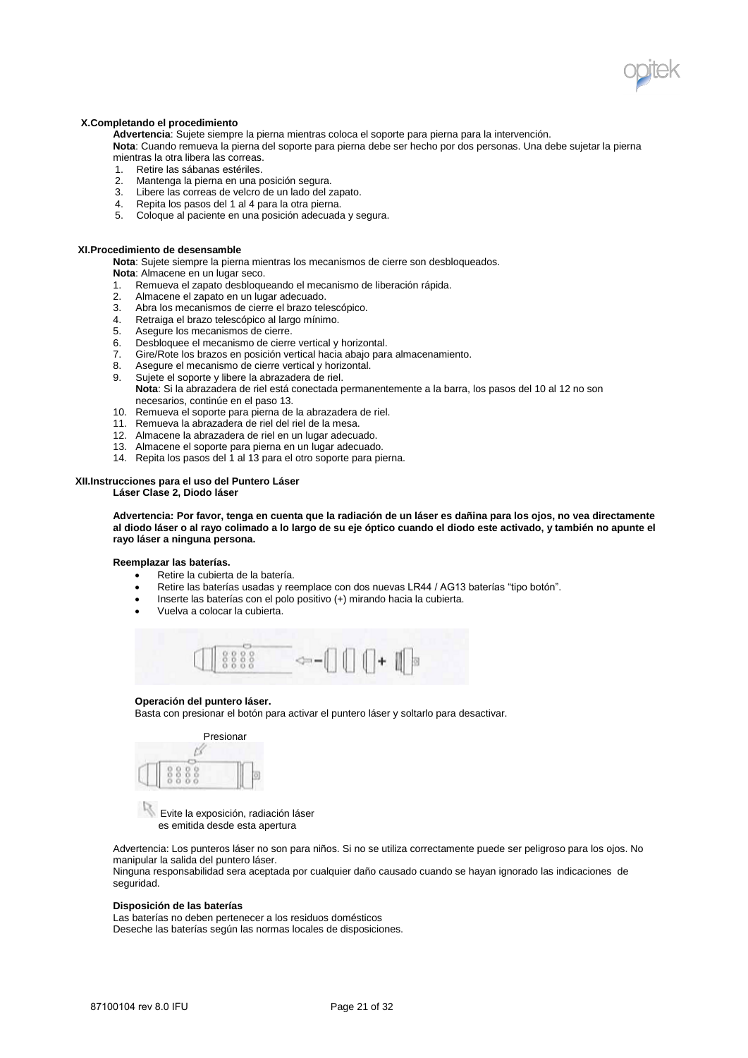## X. Completando el procedimiento

**Advertencia**: Sujete siempre la pierna mientras coloca el soporte para pierna para la intervención.

**Nota**: Cuando remueva la pierna del soporte para pierna debe ser hecho por dos personas. Una debe sujetar la pierna mientras la otra libera las correas.

1. Retire las sábanas estériles.
2. Mantenga la pierna en una posición segura.
3. Libere las correas de velcro de un lado del zapato.
4. Repita los pasos del 1 al 4 para la otra pierna.
5. Coloque al paciente en una posición adecuada y segura.

## XI. Procedimiento de desensamble

**Nota**: Sujete siempre la pierna mientras los mecanismos de cierre son desbloqueados.

**Nota**: Almacene en un lugar seco.

1. Remueva el zapato desbloqueando el mecanismo de liberación rápida.
2. Almacene el zapato en un lugar adecuado.
3. Abra los mecanismos de cierre el brazo telescópico.
4. Retraiga el brazo telescópico al largo mínimo.
5. Asegure los mecanismos de cierre.
6. Desbloquee el mecanismo de cierre vertical y horizontal.
7. Gire/Rote los brazos en posición vertical hacia abajo para almacenamiento.
8. Asegure el mecanismo de cierre vertical y horizontal.
9. Sujete el soporte y libere la abrazadera de riel.
   **Nota**: Si la abrazadera de riel está conectada permanentemente a la barra, los pasos del 10 al 12 no son necesarios, continúe en el paso 13.
10. Remueva el soporte para pierna de la abrazadera de riel.
11. Remueva la abrazadera de riel del riel de la mesa.
12. Almacene la abrazadera de riel en un lugar adecuado.
13. Almacene el soporte para pierna en un lugar adecuado.
14. Repita los pasos del 1 al 13 para el otro soporte para pierna.

## XII. Instrucciones para el uso del Puntero Láser

**Láser Clase 2, Diodo láser**

**Advertencia: Por favor, tenga en cuenta que la radiación de un láser es dañina para los ojos, no vea directamente al diodo láser o al rayo colimado a lo largo de su eje óptico cuando el diodo este activado, y también no apunte el rayo láser a ninguna persona.**

**Reemplazar las baterías.**

- Retire la cubierta de la batería.
- Retire las baterías usadas y reemplace con dos nuevas LR44 / AG13 baterías "tipo botón".
- Inserte las baterías con el polo positivo (+) mirando hacia la cubierta.
- Vuelva a colocar la cubierta.

**Operación del puntero láser.**

Basta con presionar el botón para activar el puntero láser y soltarlo para desactivar.

Presionar

Evite la exposición, radiación láser es emitida desde esta apertura

Advertencia: Los punteros láser no son para niños. Si no se utiliza correctamente puede ser peligroso para los ojos. No manipular la salida del puntero láser.

Ninguna responsabilidad sera aceptada por cualquier daño causado cuando se hayan ignorado las indicaciones de seguridad.

**Disposición de las baterías**

Las baterías no deben pertenecer a los residuos domésticos

Deseche las baterías según las normas locales de disposiciones.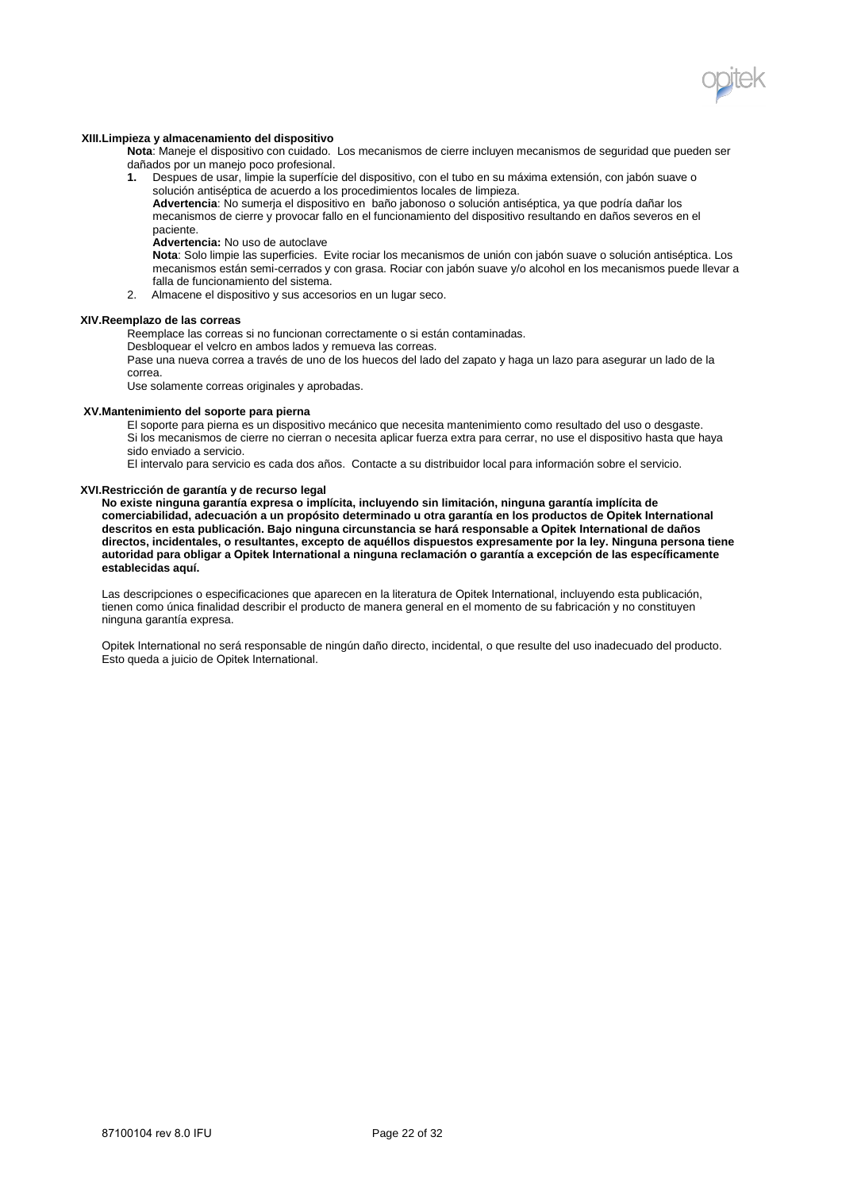## XIII. Limpieza y almacenamiento del dispositivo

**Nota**: Maneje el dispositivo con cuidado. Los mecanismos de cierre incluyen mecanismos de seguridad que pueden ser dañados por un manejo poco profesional.

1. Despues de usar, limpie la superfície del dispositivo, con el tubo en su máxima extensión, con jabón suave o solución antiséptica de acuerdo a los procedimientos locales de limpieza.
   **Advertencia**: No sumerja el dispositivo en baño jabonoso o solución antiséptica, ya que podría dañar los mecanismos de cierre y provocar fallo en el funcionamiento del dispositivo resultando en daños severos en el paciente.
   **Advertencia:** No uso de autoclave
   **Nota**: Solo limpie las superficies. Evite rociar los mecanismos de unión con jabón suave o solución antiséptica. Los mecanismos están semi-cerrados y con grasa. Rociar con jabón suave y/o alcohol en los mecanismos puede llevar a falla de funcionamiento del sistema.
2. Almacene el dispositivo y sus accesorios en un lugar seco.

## XIV. Reemplazo de las correas

Reemplace las correas si no funcionan correctamente o si están contaminadas.

Desbloquear el velcro en ambos lados y remueva las correas.

Pase una nueva correa a través de uno de los huecos del lado del zapato y haga un lazo para asegurar un lado de la correa.

Use solamente correas originales y aprobadas.

## XV. Mantenimiento del soporte para pierna

El soporte para pierna es un dispositivo mecánico que necesita mantenimiento como resultado del uso o desgaste.

Si los mecanismos de cierre no cierran o necesita aplicar fuerza extra para cerrar, no use el dispositivo hasta que haya sido enviado a servicio.

El intervalo para servicio es cada dos años. Contacte a su distribuidor local para información sobre el servicio.

## XVI. Restricción de garantía y de recurso legal

**No existe ninguna garantía expresa o implícita, incluyendo sin limitación, ninguna garantía implícita de comerciabilidad, adecuación a un propósito determinado u otra garantía en los productos de Opitek International descritos en esta publicación. Bajo ninguna circunstancia se hará responsable a Opitek International de daños directos, incidentales, o resultantes, excepto de aquéllos dispuestos expresamente por la ley. Ninguna persona tiene autoridad para obligar a Opitek International a ninguna reclamación o garantía a excepción de las específicamente establecidas aquí.**

Las descripciones o especificaciones que aparecen en la literatura de Opitek International, incluyendo esta publicación, tienen como única finalidad describir el producto de manera general en el momento de su fabricación y no constituyen ninguna garantía expresa.

Opitek International no será responsable de ningún daño directo, incidental, o que resulte del uso inadecuado del producto. Esto queda a juicio de Opitek International.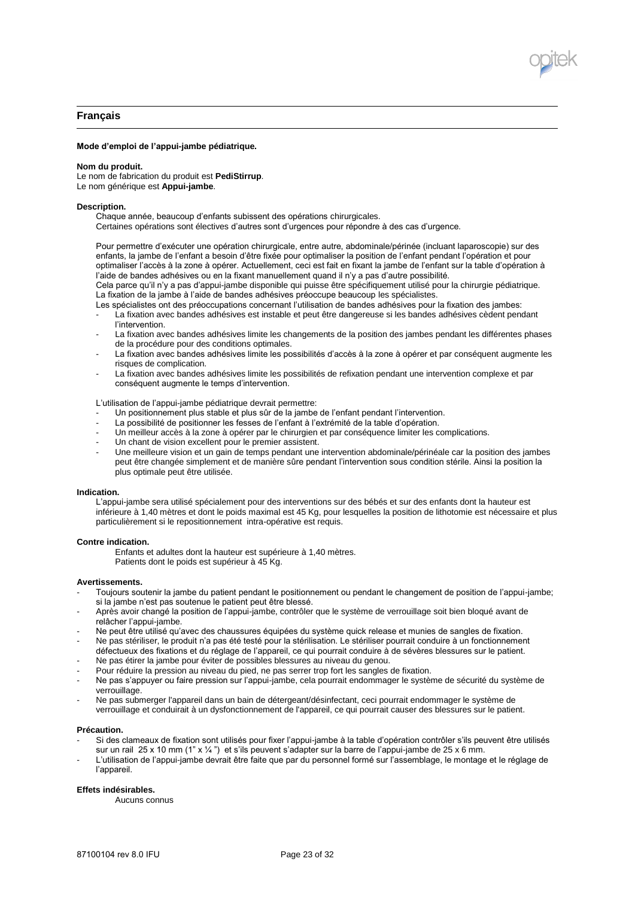## Français

**Mode d'emploi de l'appui-jambe pédiatrique.**

**Nom du produit.**
Le nom de fabrication du produit est **PediStirrup**.
Le nom générique est **Appui-jambe**.

**Description.**

Chaque année, beaucoup d'enfants subissent des opérations chirurgicales.
Certaines opérations sont électives d'autres sont d'urgences pour répondre à des cas d'urgence.

Pour permettre d'exécuter une opération chirurgicale, entre autre, abdominale/périnée (incluant laparoscopie) sur des enfants, la jambe de l'enfant a besoin d'être fixée pour optimaliser la position de l'enfant pendant l'opération et pour optimaliser l'accès à la zone à opérer. Actuellement, ceci est fait en fixant la jambe de l'enfant sur la table d'opération à l'aide de bandes adhésives ou en la fixant manuellement quand il n'y a pas d'autre possibilité.
Cela parce qu'il n'y a pas d'appui-jambe disponible qui puisse être spécifiquement utilisé pour la chirurgie pédiatrique.
La fixation de la jambe à l'aide de bandes adhésives préoccupe beaucoup les spécialistes.
Les spécialistes ont des préoccupations concernant l'utilisation de bandes adhésives pour la fixation des jambes:

- La fixation avec bandes adhésives est instable et peut être dangereuse si les bandes adhésives cèdent pendant l'intervention.
- La fixation avec bandes adhésives limite les changements de la position des jambes pendant les différentes phases de la procédure pour des conditions optimales.
- La fixation avec bandes adhésives limite les possibilités d'accès à la zone à opérer et par conséquent augmente les risques de complication.
- La fixation avec bandes adhésives limite les possibilités de refixation pendant une intervention complexe et par conséquent augmente le temps d'intervention.

L'utilisation de l'appui-jambe pédiatrique devrait permettre:

- Un positionnement plus stable et plus sûr de la jambe de l'enfant pendant l'intervention.
- La possibilité de positionner les fesses de l'enfant à l'extrémité de la table d'opération.
- Un meilleur accès à la zone à opérer par le chirurgien et par conséquence limiter les complications.
- Un chant de vision excellent pour le premier assistent.
- Une meilleure vision et un gain de temps pendant une intervention abdominale/périnéale car la position des jambes peut être changée simplement et de manière sûre pendant l'intervention sous condition stérile. Ainsi la position la plus optimale peut être utilisée.

**Indication.**

L'appui-jambe sera utilisé spécialement pour des interventions sur des bébés et sur des enfants dont la hauteur est inférieure à 1,40 mètres et dont le poids maximal est 45 Kg, pour lesquelles la position de lithotomie est nécessaire et plus particulièrement si le repositionnement intra-opérative est requis.

**Contre indication.**

Enfants et adultes dont la hauteur est supérieure à 1,40 mètres.
Patients dont le poids est supérieur à 45 Kg.

**Avertissements.**

- Toujours soutenir la jambe du patient pendant le positionnement ou pendant le changement de position de l'appui-jambe; si la jambe n'est pas soutenue le patient peut être blessé.
- Après avoir changé la position de l'appui-jambe, contrôler que le système de verrouillage soit bien bloqué avant de relâcher l'appui-jambe.
- Ne peut être utilisé qu'avec des chaussures équipées du système quick release et munies de sangles de fixation.
- Ne pas stériliser, le produit n'a pas été testé pour la stérilisation. Le stériliser pourrait conduire à un fonctionnement défectueux des fixations et du réglage de l'appareil, ce qui pourrait conduire à de sévères blessures sur le patient.
- Ne pas étirer la jambe pour éviter de possibles blessures au niveau du genou.
- Pour réduire la pression au niveau du pied, ne pas serrer trop fort les sangles de fixation.
- Ne pas s'appuyer ou faire pression sur l'appui-jambe, cela pourrait endommager le système de sécurité du système de verrouillage.
- Ne pas submerger l'appareil dans un bain de détergeant/désinfectant, ceci pourrait endommager le système de verrouillage et conduirait à un dysfonctionnement de l'appareil, ce qui pourrait causer des blessures sur le patient.

**Précaution.**

- Si des clameaux de fixation sont utilisés pour fixer l'appui-jambe à la table d'opération contrôler s'ils peuvent être utilisés sur un rail 25 x 10 mm (1" x ¼ ") et s'ils peuvent s'adapter sur la barre de l'appui-jambe de 25 x 6 mm.
- L'utilisation de l'appui-jambe devrait être faite que par du personnel formé sur l'assemblage, le montage et le réglage de l'appareil.

**Effets indésirables.**

Aucuns connus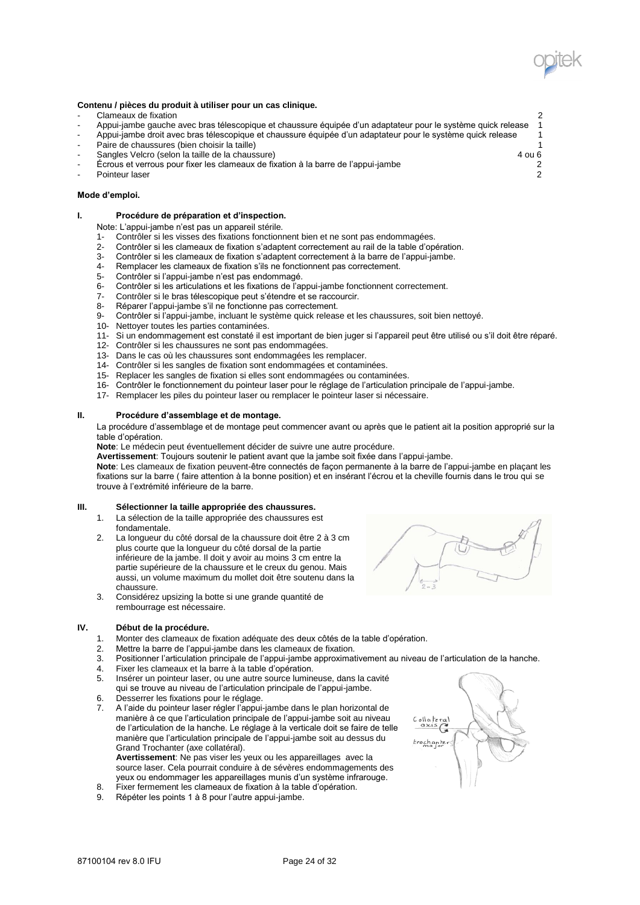**Contenu / pièces du produit à utiliser pour un cas clinique.**

| | |
|---|---|
| - Clameaux de fixation | 2 |
| - Appui-jambe gauche avec bras télescopique et chaussure équipée d'un adaptateur pour le système quick release | 1 |
| - Appui-jambe droit avec bras télescopique et chaussure équipée d'un adaptateur pour le système quick release | 1 |
| - Paire de chaussures (bien choisir la taille) | 1 |
| - Sangles Velcro (selon la taille de la chaussure) | 4 ou 6 |
| - Écrous et verrous pour fixer les clameaux de fixation à la barre de l'appui-jambe | 2 |
| - Pointeur laser | 2 |

**Mode d'emploi.**

## I. Procédure de préparation et d'inspection.

Note: L'appui-jambe n'est pas un appareil stérile.

1- Contrôler si les visses des fixations fonctionnent bien et ne sont pas endommagées.
2- Contrôler si les clameaux de fixation s'adaptent correctement au rail de la table d'opération.
3- Contrôler si les clameaux de fixation s'adaptent correctement à la barre de l'appui-jambe.
4- Remplacer les clameaux de fixation s'ils ne fonctionnent pas correctement.
5- Contrôler si l'appui-jambe n'est pas endommagé.
6- Contrôler si les articulations et les fixations de l'appui-jambe fonctionnent correctement.
7- Contrôler si le bras télescopique peut s'étendre et se raccourcir.
8- Réparer l'appui-jambe s'il ne fonctionne pas correctement.
9- Contrôler si l'appui-jambe, incluant le système quick release et les chaussures, soit bien nettoyé.
10- Nettoyer toutes les parties contaminées.
11- Si un endommagement est constaté il est important de bien juger si l'appareil peut être utilisé ou s'il doit être réparé.
12- Contrôler si les chaussures ne sont pas endommagées.
13- Dans le cas où les chaussures sont endommagées les remplacer.
14- Contrôler si les sangles de fixation sont endommagées et contaminées.
15- Replacer les sangles de fixation si elles sont endommagées ou contaminées.
16- Contrôler le fonctionnement du pointeur laser pour le réglage de l'articulation principale de l'appui-jambe.
17- Remplacer les piles du pointeur laser ou remplacer le pointeur laser si nécessaire.

## II. Procédure d'assemblage et de montage.

La procédure d'assemblage et de montage peut commencer avant ou après que le patient ait la position approprié sur la table d'opération.

**Note**: Le médecin peut éventuellement décider de suivre une autre procédure.

**Avertissement**: Toujours soutenir le patient avant que la jambe soit fixée dans l'appui-jambe.

**Note**: Les clameaux de fixation peuvent-être connectés de façon permanente à la barre de l'appui-jambe en plaçant les fixations sur la barre ( faire attention à la bonne position) et en insérant l'écrou et la cheville fournis dans le trou qui se trouve à l'extrémité inférieure de la barre.

## III. Sélectionner la taille appropriée des chaussures.

1. La sélection de la taille appropriée des chaussures est fondamentale.
2. La longueur du côté dorsal de la chaussure doit être 2 à 3 cm plus courte que la longueur du côté dorsal de la partie inférieure de la jambe. Il doit y avoir au moins 3 cm entre la partie supérieure de la chaussure et le creux du genou. Mais aussi, un volume maximum du mollet doit être soutenu dans la chaussure.
3. Considérez upsizing la botte si une grande quantité de rembourrage est nécessaire.

## IV. Début de la procédure.

1. Monter des clameaux de fixation adéquate des deux côtés de la table d'opération.
2. Mettre la barre de l'appui-jambe dans les clameaux de fixation.
3. Positionner l'articulation principale de l'appui-jambe approximativement au niveau de l'articulation de la hanche.
4. Fixer les clameaux et la barre à la table d'opération.
5. Insérer un pointeur laser, ou une autre source lumineuse, dans la cavité qui se trouve au niveau de l'articulation principale de l'appui-jambe.
6. Desserrer les fixations pour le réglage.
7. A l'aide du pointeur laser régler l'appui-jambe dans le plan horizontal de manière à ce que l'articulation principale de l'appui-jambe soit au niveau de l'articulation de la hanche. Le réglage à la verticale doit se faire de telle manière que l'articulation principale de l'appui-jambe soit au dessus du Grand Trochanter (axe collatéral).
   **Avertissement**: Ne pas viser les yeux ou les appareillages avec la source laser. Cela pourrait conduire à de sévères endommagements des yeux ou endommager les appareillages munis d'un système infrarouge.
8. Fixer fermement les clameaux de fixation à la table d'opération.
9. Répéter les points 1 à 8 pour l'autre appui-jambe.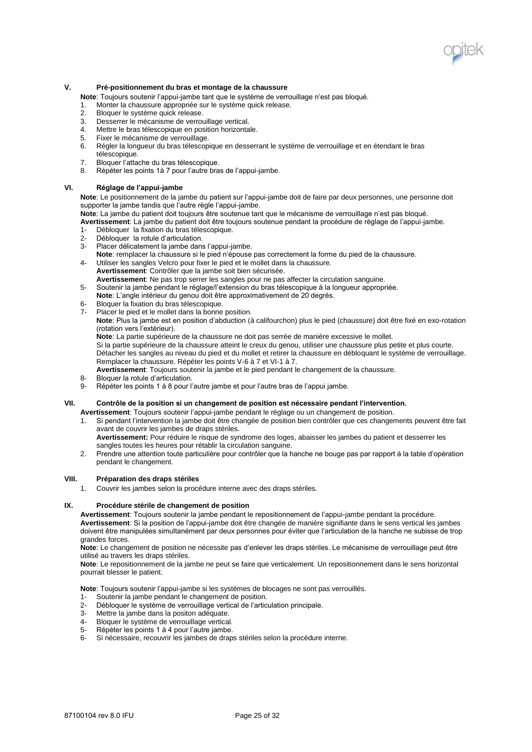## V. Pré-positionnement du bras et montage de la chaussure

**Note**: Toujours soutenir l'appui-jambe tant que le système de verrouillage n'est pas bloqué.

1. Monter la chaussure appropriée sur le système quick release.
2. Bloquer le système quick release.
3. Desserrer le mécanisme de verrouillage vertical.
4. Mettre le bras télescopique en position horizontale.
5. Fixer le mécanisme de verrouillage.
6. Régler la longueur du bras télescopique en desserrant le système de verrouillage et en étendant le bras télescopique.
7. Bloquer l'attache du bras télescopique.
8. Répéter les points 1à 7 pour l'autre bras de l'appui-jambe.

## VI. Réglage de l'appui-jambe

**Note**: Le positionnement de la jambe du patient sur l'appui-jambe doit de faire par deux personnes, une personne doit supporter la jambe tandis que l'autre règle l'appui-jambe.

**Note**: La jambe du patient doit toujours être soutenue tant que le mécanisme de verrouillage n'est pas bloqué.

**Avertissement**: La jambe du patient doit être toujours soutenue pendant la procédure de réglage de l'appui-jambe.

1- Débloquer la fixation du bras télescopique.

2- Débloquer la rotule d'articulation.

3- Placer délicatement la jambe dans l'appui-jambe.
**Note**: remplacer la chaussure si le pied n'épouse pas correctement la forme du pied de la chaussure.

4- Utiliser les sangles Velcro pour fixer le pied et le mollet dans la chaussure.
**Avertissement**: Contrôler que la jambe soit bien sécurisée.
**Avertissement**: Ne pas trop serrer les sangles pour ne pas affecter la circulation sanguine.

5- Soutenir la jambe pendant le réglage/l'extension du bras télescopique à la longueur appropriée.
**Note**: L'angle intérieur du genou doit être approximativement de 20 degrés.

6- Bloquer la fixation du bras télescopique.

7- Placer le pied et le mollet dans la bonne position.
**Note**: Plus la jambe est en position d'abduction (à califourchon) plus le pied (chaussure) doit être fixé en exo-rotation (rotation vers l'extérieur).
**Note**: La partie supérieure de la chaussure ne doit pas serrée de manière excessive le mollet.
Si la partie supérieure de la chaussure atteint le creux du genou, utiliser une chaussure plus petite et plus courte. Détacher les sangles au niveau du pied et du mollet et retirer la chaussure en débloquant le système de verrouillage. Remplacer la chaussure. Répéter les points V-6 à 7 et VI-1 à 7.
**Avertissement**: Toujours soutenir la jambe et le pied pendant le changement de la chaussure.

8- Bloquer la rotule d'articulation.

9- Répéter les points 1 à 8 pour l'autre jambe et pour l'autre bras de l'appui jambe.

## VII. Contrôle de la position si un changement de position est nécessaire pendant l'intervention.

**Avertissement**: Toujours soutenir l'appui-jambe pendant le réglage ou un changement de position.

1. Si pendant l'intervention la jambe doit être changée de position bien contrôler que ces changements peuvent être fait avant de couvrir les jambes de draps stériles.
**Avertissement:** Pour réduire le risque de syndrome des loges, abaisser les jambes du patient et desserrer les sangles toutes les heures pour rétablir la circulation sanguine.
2. Prendre une attention toute particulière pour contrôler que la hanche ne bouge pas par rapport à la table d'opération pendant le changement.

## VIII. Préparation des draps stériles

1. Couvrir les jambes selon la procédure interne avec des draps stériles.

## IX. Procédure stérile de changement de position

**Avertissement**: Toujours soutenir la jambe pendant le repositionnement de l'appui-jambe pendant la procédure.

**Avertissement**: Si la position de l'appui-jambe doit être changée de manière signifiante dans le sens vertical les jambes doivent être manipulées simultanément par deux personnes pour éviter que l'articulation de la hanche ne subisse de trop grandes forces.

**Note**: Le changement de position ne nécessite pas d'enlever les draps stériles. Le mécanisme de verrouillage peut être utilisé au travers les draps stériles.

**Note**: Le repositionnement de la jambe ne peut se faire que verticalement. Un repositionnement dans le sens horizontal pourrait blesser le patient.

**Note**: Toujours soutenir l'appui-jambe si les systèmes de blocages ne sont pas verrouillés.

1- Soutenir la jambe pendant le changement de position.

2- Débloquer le système de verrouillage vertical de l'articulation principale.

3- Mettre la jambe dans la positon adéquate.

4- Bloquer le système de verrouillage vertical.

5- Répéter les points 1 à 4 pour l'autre jambe.

6- Si nécessaire, recouvrir les jambes de draps stériles selon la procédure interne.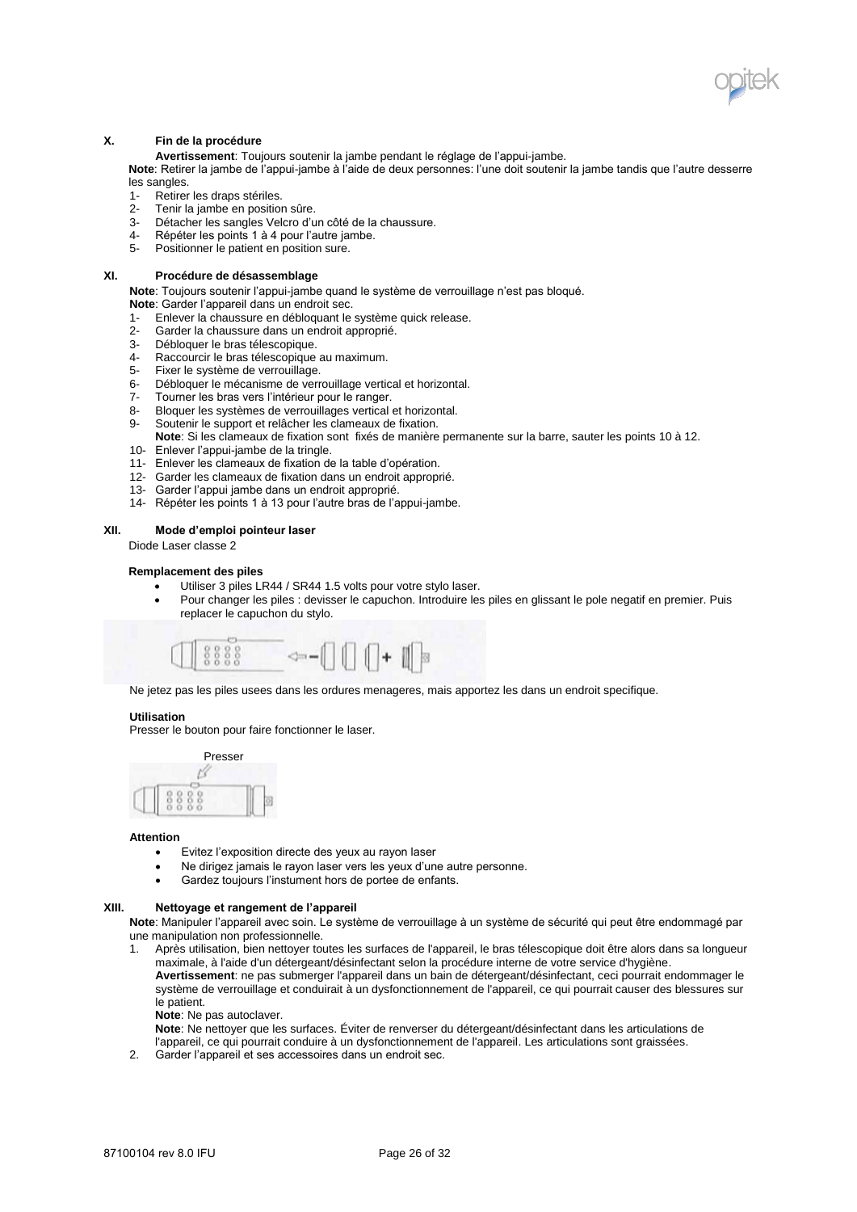## X. Fin de la procédure

**Avertissement**: Toujours soutenir la jambe pendant le réglage de l'appui-jambe.

**Note**: Retirer la jambe de l'appui-jambe à l'aide de deux personnes: l'une doit soutenir la jambe tandis que l'autre desserre les sangles.

1- Retirer les draps stériles.
2- Tenir la jambe en position sûre.
3- Détacher les sangles Velcro d'un côté de la chaussure.
4- Répéter les points 1 à 4 pour l'autre jambe.
5- Positionner le patient en position sure.

## XI. Procédure de désassemblage

**Note**: Toujours soutenir l'appui-jambe quand le système de verrouillage n'est pas bloqué.
**Note**: Garder l'appareil dans un endroit sec.

1- Enlever la chaussure en débloquant le système quick release.
2- Garder la chaussure dans un endroit approprié.
3- Débloquer le bras télescopique.
4- Raccourcir le bras télescopique au maximum.
5- Fixer le système de verrouillage.
6- Débloquer le mécanisme de verrouillage vertical et horizontal.
7- Tourner les bras vers l'intérieur pour le ranger.
8- Bloquer les systèmes de verrouillages vertical et horizontal.
9- Soutenir le support et relâcher les clameaux de fixation.
   **Note**: Si les clameaux de fixation sont fixés de manière permanente sur la barre, sauter les points 10 à 12.
10- Enlever l'appui-jambe de la tringle.
11- Enlever les clameaux de fixation de la table d'opération.
12- Garder les clameaux de fixation dans un endroit approprié.
13- Garder l'appui jambe dans un endroit approprié.
14- Répéter les points 1 à 13 pour l'autre bras de l'appui-jambe.

## XII. Mode d'emploi pointeur laser

Diode Laser classe 2

### Remplacement des piles

- Utiliser 3 piles LR44 / SR44 1.5 volts pour votre stylo laser.
- Pour changer les piles : devisser le capuchon. Introduire les piles en glissant le pole negatif en premier. Puis replacer le capuchon du stylo.

Ne jetez pas les piles usees dans les ordures menageres, mais apportez les dans un endroit specifique.

### Utilisation

Presser le bouton pour faire fonctionner le laser.

Presser

### Attention

- Evitez l'exposition directe des yeux au rayon laser
- Ne dirigez jamais le rayon laser vers les yeux d'une autre personne.
- Gardez toujours l'instument hors de portee de enfants.

## XIII. Nettoyage et rangement de l'appareil

**Note**: Manipuler l'appareil avec soin. Le système de verrouillage à un système de sécurité qui peut être endommagé par une manipulation non professionnelle.

1. Après utilisation, bien nettoyer toutes les surfaces de l'appareil, le bras télescopique doit être alors dans sa longueur maximale, à l'aide d'un détergeant/désinfectant selon la procédure interne de votre service d'hygiène.
   **Avertissement**: ne pas submerger l'appareil dans un bain de détergeant/désinfectant, ceci pourrait endommager le système de verrouillage et conduirait à un dysfonctionnement de l'appareil, ce qui pourrait causer des blessures sur le patient.
   **Note**: Ne pas autoclaver.
   **Note**: Ne nettoyer que les surfaces. Éviter de renverser du détergeant/désinfectant dans les articulations de l'appareil, ce qui pourrait conduire à un dysfonctionnement de l'appareil. Les articulations sont graissées.
2. Garder l'appareil et ses accessoires dans un endroit sec.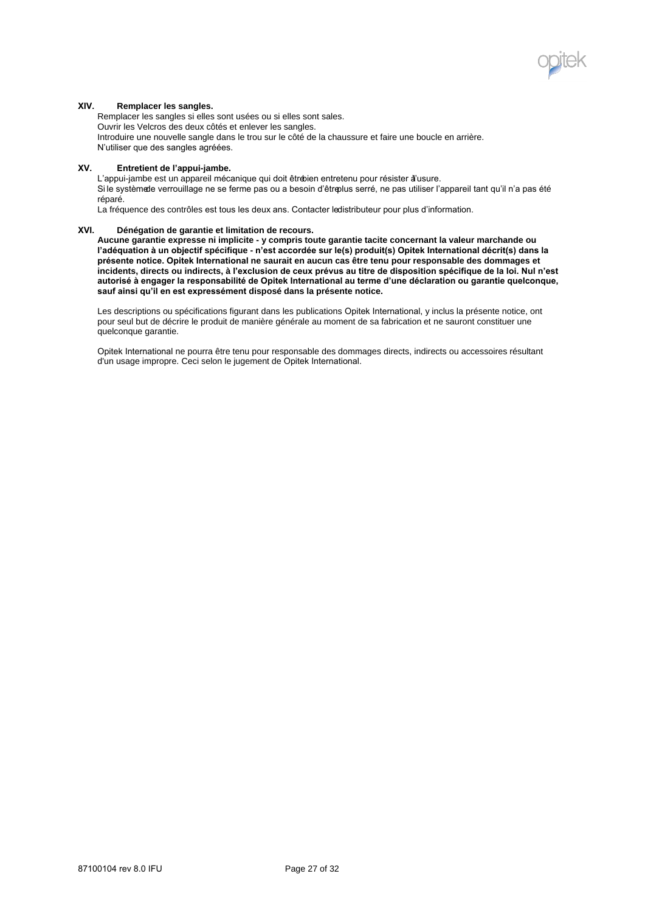## XIV. Remplacer les sangles.

Remplacer les sangles si elles sont usées ou si elles sont sales.
Ouvrir les Velcros des deux côtés et enlever les sangles.
Introduire une nouvelle sangle dans le trou sur le côté de la chaussure et faire une boucle en arrière.
N'utiliser que des sangles agréées.

## XV. Entretient de l'appui-jambe.

L'appui-jambe est un appareil mécanique qui doit être bien entretenu pour résister à l'usure.
Si le système de verrouillage ne se ferme pas ou a besoin d'être plus serré, ne pas utiliser l'appareil tant qu'il n'a pas été réparé.
La fréquence des contrôles est tous les deux ans. Contacter le distributeur pour plus d'information.

## XVI. Dénégation de garantie et limitation de recours.

**Aucune garantie expresse ni implicite - y compris toute garantie tacite concernant la valeur marchande ou l'adéquation à un objectif spécifique - n'est accordée sur le(s) produit(s) Opitek International décrit(s) dans la présente notice. Opitek International ne saurait en aucun cas être tenu pour responsable des dommages et incidents, directs ou indirects, à l'exclusion de ceux prévus au titre de disposition spécifique de la loi. Nul n'est autorisé à engager la responsabilité de Opitek International au terme d'une déclaration ou garantie quelconque, sauf ainsi qu'il en est expressément disposé dans la présente notice.**

Les descriptions ou spécifications figurant dans les publications Opitek International, y inclus la présente notice, ont pour seul but de décrire le produit de manière générale au moment de sa fabrication et ne sauront constituer une quelconque garantie.

Opitek International ne pourra être tenu pour responsable des dommages directs, indirects ou accessoires résultant d'un usage impropre. Ceci selon le jugement de Opitek International.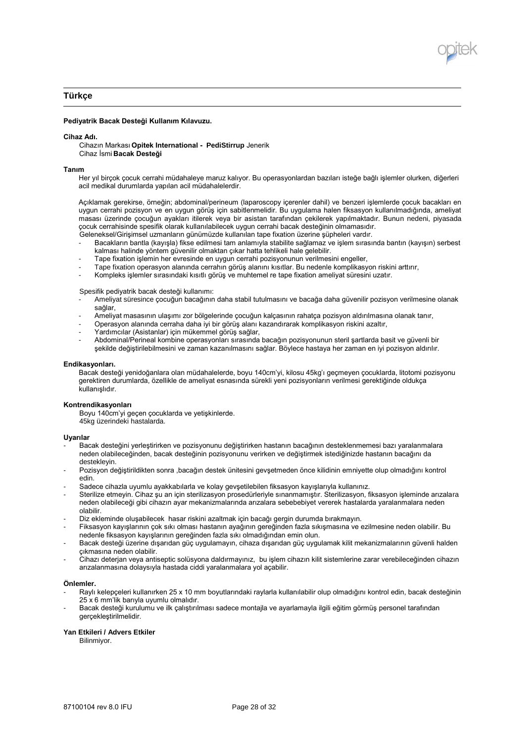## Türkçe

**Pediyatrik Bacak Desteği Kullanım Kılavuzu.**

**Cihaz Adı.**

Cihazın Markası **Opitek International - PediStirrup** Jenerik
Cihaz İsmi **Bacak Desteği**

**Tanım**

Her yıl birçok çocuk cerrahi müdahaleye maruz kalıyor. Bu operasyonlardan bazıları isteğe bağlı işlemler olurken, diğerleri acil medikal durumlarda yapılan acil müdahalelerdir.

Açıklamak gerekirse, örneğin; abdominal/perineum (laparoscopy içerenler dahil) ve benzeri işlemlerde çocuk bacakları en uygun cerrahi pozisyon ve en uygun görüş için sabitlenmelidir. Bu uygulama halen fiksasyon kullanılmadığında, ameliyat masası üzerinde çocuğun ayakları itilerek veya bir asistan tarafından çekilerek yapılmaktadır. Bunun nedeni, piyasada çocuk cerrahisinde spesifik olarak kullanılabilecek uygun cerrahi bacak desteğinin olmamasıdır.
Geleneksel/Girişimsel uzmanların günümüzde kullanılan tape fixation üzerine şüpheleri vardır.

- Bacakların bantla (kayışla) fikse edilmesi tam anlamıyla stabilite sağlamaz ve işlem sırasında bantın (kayışın) serbest kalması halinde yöntem güvenilir olmaktan çıkar hatta tehlikeli hale gelebilir.
- Tape fixation işlemin her evresinde en uygun cerrahi pozisyonunun verilmesini engeller,
- Tape fixation operasyon alanında cerrahın görüş alanını kısıtlar. Bu nedenle komplikasyon riskini arttırır,
- Kompleks işlemler sırasındaki kısıtlı görüş ve muhtemel re tape fixation ameliyat süresini uzatır.

Spesifik pediyatrik bacak desteği kullanımı:

- Ameliyat süresince çocuğun bacağının daha stabil tutulmasını ve bacağa daha güvenilir pozisyon verilmesine olanak sağlar,
- Ameliyat masasının ulaşımı zor bölgelerinde çocuğun kalçasının rahatça pozisyon aldırılmasına olanak tanır,
- Operasyon alanında cerraha daha iyi bir görüş alanı kazandırarak komplikasyon riskini azaltır,
- Yardımcılar (Asistanlar) için mükemmel görüş sağlar,
- Abdominal/Perineal kombine operasyonları sırasında bacağın pozisyonunun steril şartlarda basit ve güvenli bir şekilde değiştirilebilmesini ve zaman kazanılmasını sağlar. Böylece hastaya her zaman en iyi pozisyon aldırılır.

**Endikasyonları.**

Bacak desteği yenidoğanlara olan müdahalelerde, boyu 140cm'yi, kilosu 45kg'ı geçmeyen çocuklarda, litotomi pozisyonu gerektiren durumlarda, özellikle de ameliyat esnasında sürekli yeni pozisyonların verilmesi gerektiğinde oldukça kullanışlıdır.

**Kontrendikasyonları**

Boyu 140cm'yi geçen çocuklarda ve yetişkinlerde.
45kg üzerindeki hastalarda.

**Uyarılar**

- Bacak desteğini yerleştirirken ve pozisyonunu değiştirirken hastanın bacağının desteklenmemesi bazı yaralanmalara neden olabileceğinden, bacak desteğinin pozisyonunu verirken ve değiştirmek istediğinizde hastanın bacağını da destekleyin.
- Pozisyon değiştirildikten sonra ,bacağın destek ünitesini gevşetmeden önce kilidinin emniyette olup olmadığını kontrol edin.
- Sadece cihazla uyumlu ayakkabılarla ve kolay gevşetilebilen fiksasyon kayışlarıyla kullanınız.
- Sterilize etmeyin. Cihaz şu an için sterilizasyon prosedürleriyle sınanmamıştır. Sterilizasyon, fiksasyon işleminde arızalara neden olabileceği gibi cihazın ayar mekanizmalarında arızalara sebebebiyet vererek hastalarda yaralanmalara neden olabilir.
- Diz ekleminde oluşabilecek hasar riskini azaltmak için bacağı gergin durumda bırakmayın.
- Fiksasyon kayışlarının çok sıkı olması hastanın ayağının gereğinden fazla sıkışmasına ve ezilmesine neden olabilir. Bu nedenle fiksasyon kayışlarının gereğinden fazla sıkı olmadığından emin olun.
- Bacak desteği üzerine dışarıdan güç uygulamayın, cihaza dışarıdan güç uygulamak kilit mekanizmalarının güvenli halden çıkmasına neden olabilir.
- Cihazı deterjan veya antiseptic solüsyona daldırmayınız, bu işlem cihazın kilit sistemlerine zarar verebileceğinden cihazın arızalanmasına dolayısıyla hastada ciddi yaralanmalara yol açabilir.

**Önlemler.**

- Raylı kelepçeleri kullanırken 25 x 10 mm boyutlarındaki raylarla kullanılabilir olup olmadığını kontrol edin, bacak desteğinin 25 x 6 mm'lik barıyla uyumlu olmalıdır.
- Bacak desteği kurulumu ve ilk çalıştırılması sadece montajla ve ayarlamayla ilgili eğitim görmüş personel tarafından gerçekleştirilmelidir.

**Yan Etkileri / Advers Etkiler**

Bilinmiyor.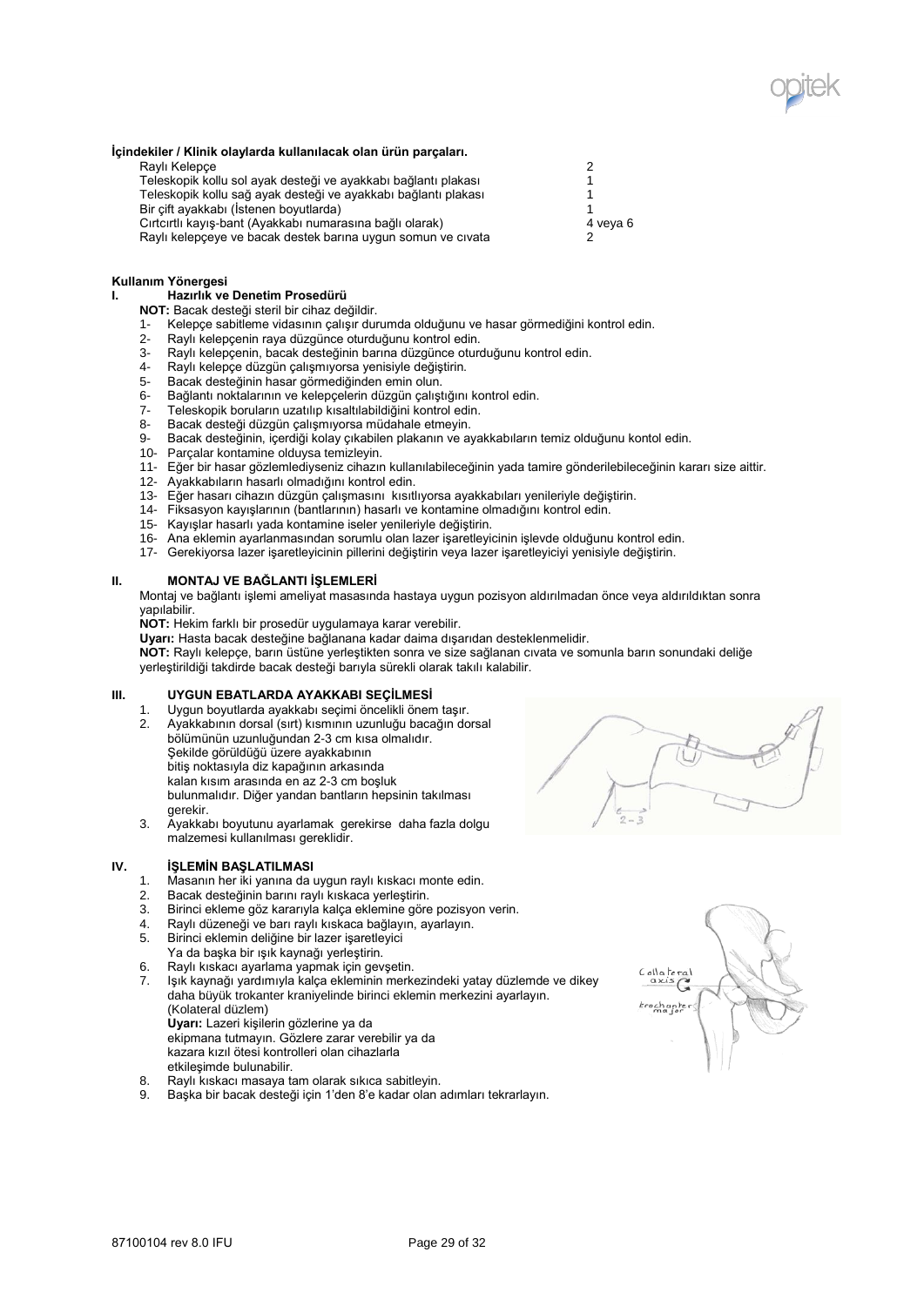**İçindekiler / Klinik olaylarda kullanılacak olan ürün parçaları.**

| | |
|---|---|
| Raylı Kelepçe | 2 |
| Teleskopik kollu sol ayak desteği ve ayakkabı bağlantı plakası | 1 |
| Teleskopik kollu sağ ayak desteği ve ayakkabı bağlantı plakası | 1 |
| Bir çift ayakkabı (İstenen boyutlarda) | 1 |
| Cırtcırtlı kayış-bant (Ayakkabı numarasına bağlı olarak) | 4 veya 6 |
| Raylı kelepçeye ve bacak destek barına uygun somun ve cıvata | 2 |

**Kullanım Yönergesi**

**I. Hazırlık ve Denetim Prosedürü**

**NOT:** Bacak desteği steril bir cihaz değildir.

1- Kelepçe sabitleme vidasının çalışır durumda olduğunu ve hasar görmediğini kontrol edin.
2- Raylı kelepçenin raya düzgünce oturduğunu kontrol edin.
3- Raylı kelepçenin, bacak desteğinin barına düzgünce oturduğunu kontrol edin.
4- Raylı kelepçe düzgün çalışmıyorsa yenisiyle değiştirin.
5- Bacak desteğinin hasar görmediğinden emin olun.
6- Bağlantı noktalarının ve kelepçelerin düzgün çalıştığını kontrol edin.
7- Teleskopik boruların uzatılıp kısaltılabildiği kontrol edin.
8- Bacak desteği düzgün çalışmıyorsa müdahale etmeyin.
9- Bacak desteğinin, içerdiği kolay çıkabilen plakanın ve ayakkabıların temiz olduğunu kontol edin.
10- Parçalar kontamine olduysa temizleyin.
11- Eğer bir hasar gözlemlediyseniz cihazın kullanılabileceğinin yada tamire gönderilebileceğinin kararı size aittir.
12- Ayakkabıların hasarlı olmadığını kontrol edin.
13- Eğer hasarı cihazın düzgün çalışmasını kısıtlıyorsa ayakkabıları yenileriyle değiştirin.
14- Fiksasyon kayışlarının (bantlarının) hasarlı ve kontamine olmadığını kontrol edin.
15- Kayışlar hasarlı yada kontamine iseler yenileriyle değiştirin.
16- Ana eklemin ayarlanmasından sorumlu olan lazer işaretleyicinin işlevde olduğunu kontrol edin.
17- Gerekiyorsa lazer işaretleyicinin pillerini değiştirin veya lazer işaretleyiciyi yenisiyle değiştirin.

**II. MONTAJ VE BAĞLANTI İŞLEMLERİ**

Montaj ve bağlantı işlemi ameliyat masasında hastaya uygun pozisyon aldırılmadan önce veya aldırıldıktan sonra yapılabilir.

**NOT:** Hekim farklı bir prosedür uygulamaya karar verebilir.

**Uyarı:** Hasta bacak desteğine bağlanana kadar daima dışarıdan desteklenmelidir.

**NOT:** Raylı kelepçe, barın üstüne yerleştikten sonra ve size sağlanan cıvata ve somunla barın sonundaki deliğe yerleştirildiği takdirde bacak desteği barıyla sürekli olarak takılı kalabilir.

**III. UYGUN EBATLARDA AYAKKABI SEÇİLMESİ**

1. Uygun boyutlarda ayakkabı seçimi öncelikli önem taşır.
2. Ayakkabının dorsal (sırt) kısmının uzunluğu bacağın dorsal bölümünün uzunluğundan 2-3 cm kısa olmalıdır. Şekilde görüldüğü üzere ayakkabının bitiş noktasıyla diz kapağının arkasında kalan kısım arasında en az 2-3 cm boşluk bulunmalıdır. Diğer yandan bantların hepsinin takılması gerekir.
3. Ayakkabı boyutunu ayarlamak gerekirse daha fazla dolgu malzemesi kullanılması gereklidir.

**IV. İŞLEMİN BAŞLATILMASI**

1. Masanın her iki yanına da uygun raylı kıskacı monte edin.
2. Bacak desteğinin barını raylı kıskaca yerleştirin.
3. Birinci ekleme göz kararıyla kalça eklemine göre pozisyon verin.
4. Raylı düzeneği ve barı raylı kıskaca bağlayın, ayarlayın.
5. Birinci eklemin deliğine bir lazer işaretleyici Ya da başka bir ışık kaynağı yerleştirin.
6. Raylı kıskacı ayarlama yapmak için gevşetin.
7. Işık kaynağı yardımıyla kalça ekleminin merkezindeki yatay düzlemde ve dikey daha büyük trokanter kraniyelinde birinci eklemin merkezini ayarlayın. (Kolateral düzlem)
   **Uyarı:** Lazeri kişilerin gözlerine ya da ekipmana tutmayın. Gözlere zarar verebilir ya da kazara kızıl ötesi kontrolleri olan cihazlarla etkileşimde bulunabilir.
8. Raylı kıskacı masaya tam olarak sıkıca sabitleyin.
9. Başka bir bacak desteği için 1'den 8'e kadar olan adımları tekrarlayın.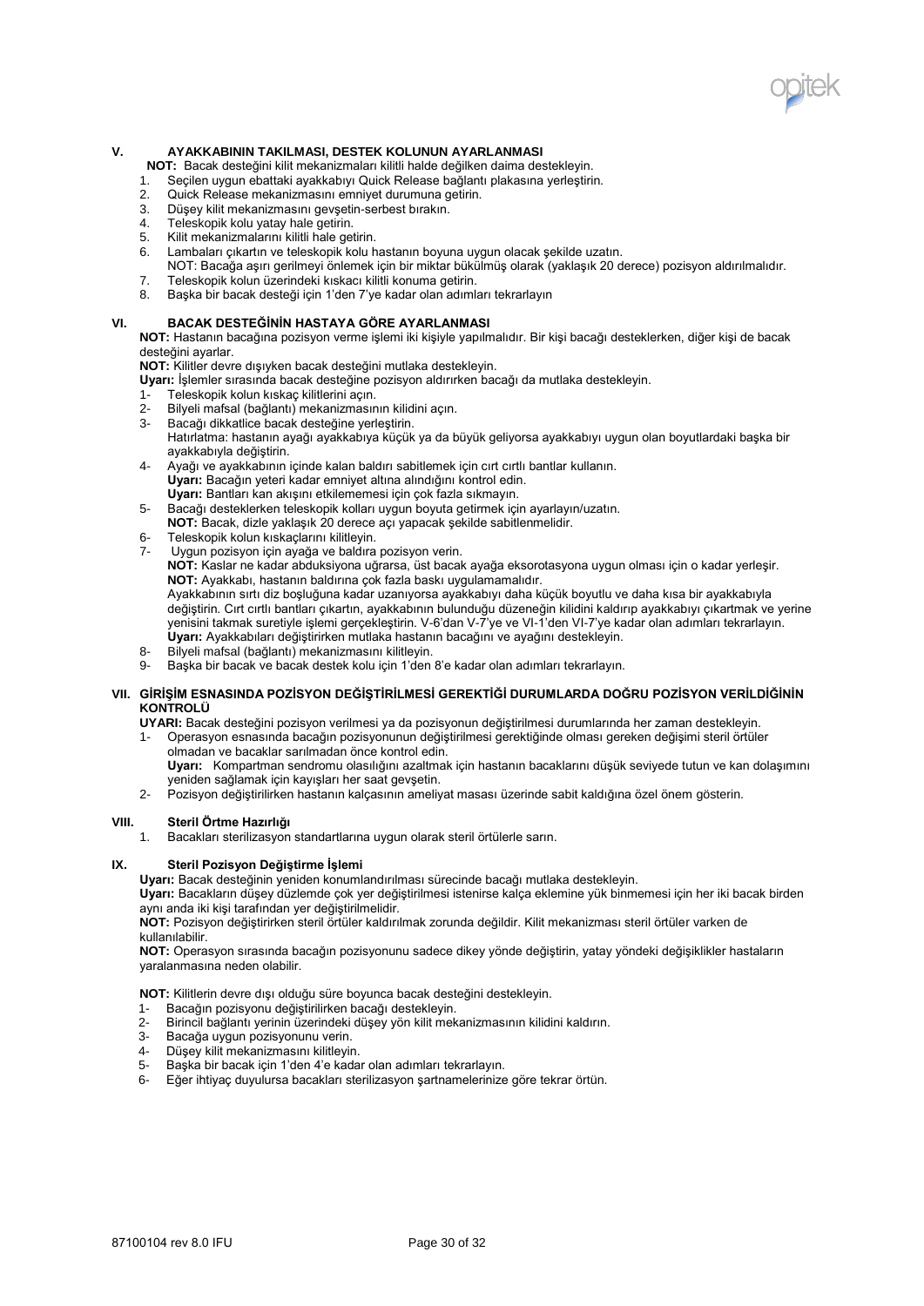## V. AYAKKABININ TAKILMASI, DESTEK KOLUNUN AYARLANMASI

**NOT:** Bacak desteğini kilit mekanizmaları kilitli halde değilken daima destekleyin.

1. Seçilen uygun ebattaki ayakkabıyı Quick Release bağlantı plakasına yerleştirin.
2. Quick Release mekanizmasını emniyet durumuna getirin.
3. Düşey kilit mekanizmasını gevşetin-serbest bırakın.
4. Teleskopik kolu yatay hale getirin.
5. Kilit mekanizmalarını kilitli hale getirin.
6. Lambaları çıkartın ve teleskopik kolu hastanın boyuna uygun olacak şekilde uzatın.
   NOT: Bacağa aşırı gerilmeyi önlemek için bir miktar bükülmüş olarak (yaklaşık 20 derece) pozisyon aldırılmalıdır.
7. Teleskopik kolun üzerindeki kıskacı kilitli konuma getirin.
8. Başka bir bacak desteği için 1'den 7'ye kadar olan adımları tekrarlayın

## VI. BACAK DESTEĞİNİN HASTAYA GÖRE AYARLANMASI

**NOT:** Hastanın bacağına pozisyon verme işlemi iki kişiyle yapılmalıdır. Bir kişi bacağı desteklerken, diğer kişi de bacak desteğini ayarlar.

**NOT:** Kilitler devre dışıyken bacak desteğini mutlaka destekleyin.

**Uyarı:** İşlemler sırasında bacak desteğine pozisyon aldırırken bacağı da mutlaka destekleyin.

1- Teleskopik kolun kıskaç kilitlerini açın.

2- Bilyeli mafsal (bağlantı) mekanizmasının kilidini açın.

3- Bacağı dikkatlice bacak desteğine yerleştirin.
   Hatırlatma: hastanın ayağı ayakkabıya küçük ya da büyük geliyorsa ayakkabıyı uygun olan boyutlardaki başka bir ayakkabıyla değiştirin.

4- Ayağı ve ayakkabının içinde kalan baldırı sabitlemek için cırt cırtlı bantlar kullanın.
   **Uyarı:** Bacağın yeteri kadar emniyet altına alındığını kontrol edin.
   **Uyarı:** Bantları kan akışını etkilememesi için çok fazla sıkmayın.

5- Bacağı desteklerken teleskopik kolları uygun boyuta getirmek için ayarlayın/uzatın.
   **NOT:** Bacak, dizle yaklaşık 20 derece açı yapacak şekilde sabitlenmelidir.

6- Teleskopik kolun kıskaçlarını kilitleyin.

7- Uygun pozisyon için ayağa ve baldıra pozisyon verin.
   **NOT:** Kaslar ne kadar abduksiyona uğrarsa, üst bacak ayağa eksorotasyona uygun olması için o kadar yerleşir.
   **NOT:** Ayakkabı, hastanın baldırına çok fazla baskı uygulamamalıdır.
   Ayakkabının sırtı diz boşluğuna kadar uzanıyorsa ayakkabıyı daha küçük boyutlu ve daha kısa bir ayakkabıyla değiştirin. Cırt cırtlı bantları çıkartın, ayakkabının bulunduğu düzeneğin kilidini kaldırıp ayakkabıyı çıkartmak ve yerine yenisini takmak suretiyle işlemi gerçekleştirin. V-6'dan V-7'ye ve VI-1'den VI-7'ye kadar olan adımları tekrarlayın.
   **Uyarı:** Ayakkabıları değiştirirken mutlaka hastanın bacağını ve ayağını destekleyin.

8- Bilyeli mafsal (bağlantı) mekanizmasını kilitleyin.

9- Başka bir bacak ve bacak destek kolu için 1'den 8'e kadar olan adımları tekrarlayın.

## VII. GİRİŞİM ESNASINDA POZİSYON DEĞİŞTİRİLMESİ GEREKTİĞİ DURUMLARDA DOĞRU POZİSYON VERİLDİĞİNİN KONTROLÜ

**UYARI:** Bacak desteğini pozisyon verilmesi ya da pozisyonun değiştirilmesi durumlarında her zaman destekleyin.

1- Operasyon esnasında bacağın pozisyonunun değiştirilmesi gerektiğinde olması gereken değişimi steril örtüler olmadan ve bacaklar sarılmadan önce kontrol edin.
   **Uyarı:** Kompartman sendromu olasılığını azaltmak için hastanın bacaklarını düşük seviyede tutun ve kan dolaşımını yeniden sağlamak için kayışları her saat gevşetin.

2- Pozisyon değiştirilirken hastanın kalçasının ameliyat masası üzerinde sabit kaldığına özel önem gösterin.

## VIII. Steril Örtme Hazırlığı

1. Bacakları sterilizasyon standartlarına uygun olarak steril örtülerle sarın.

## IX. Steril Pozisyon Değiştirme İşlemi

**Uyarı:** Bacak desteğinin yeniden konumlandırılması sürecinde bacağı mutlaka destekleyin.

**Uyarı:** Bacakların düşey düzlemde çok yer değiştirilmesi istenirse kalça eklemine yük binmemesi için her iki bacak birden aynı anda iki kişi tarafından yer değiştirilmelidir.

**NOT:** Pozisyon değiştirirken steril örtüler kaldırılmak zorunda değildir. Kilit mekanizması steril örtüler varken de kullanılabilir.

**NOT:** Operasyon sırasında bacağın pozisyonunu sadece dikey yönde değiştirin, yatay yöndeki değişiklikler hastaların yaralanmasına neden olabilir.

**NOT:** Kilitlerin devre dışı olduğu süre boyunca bacak desteğini destekleyin.

1- Bacağın pozisyonu değiştirilirken bacağı destekleyin.

2- Birincil bağlantı yerinin üzerindeki düşey yön kilit mekanizmasının kilidini kaldırın.

3- Bacağa uygun pozisyonunu verin.

4- Düşey kilit mekanizmasını kilitleyin.

5- Başka bir bacak için 1'den 4'e kadar olan adımları tekrarlayın.

6- Eğer ihtiyaç duyulursa bacakları sterilizasyon şartnamelerinize göre tekrar örtün.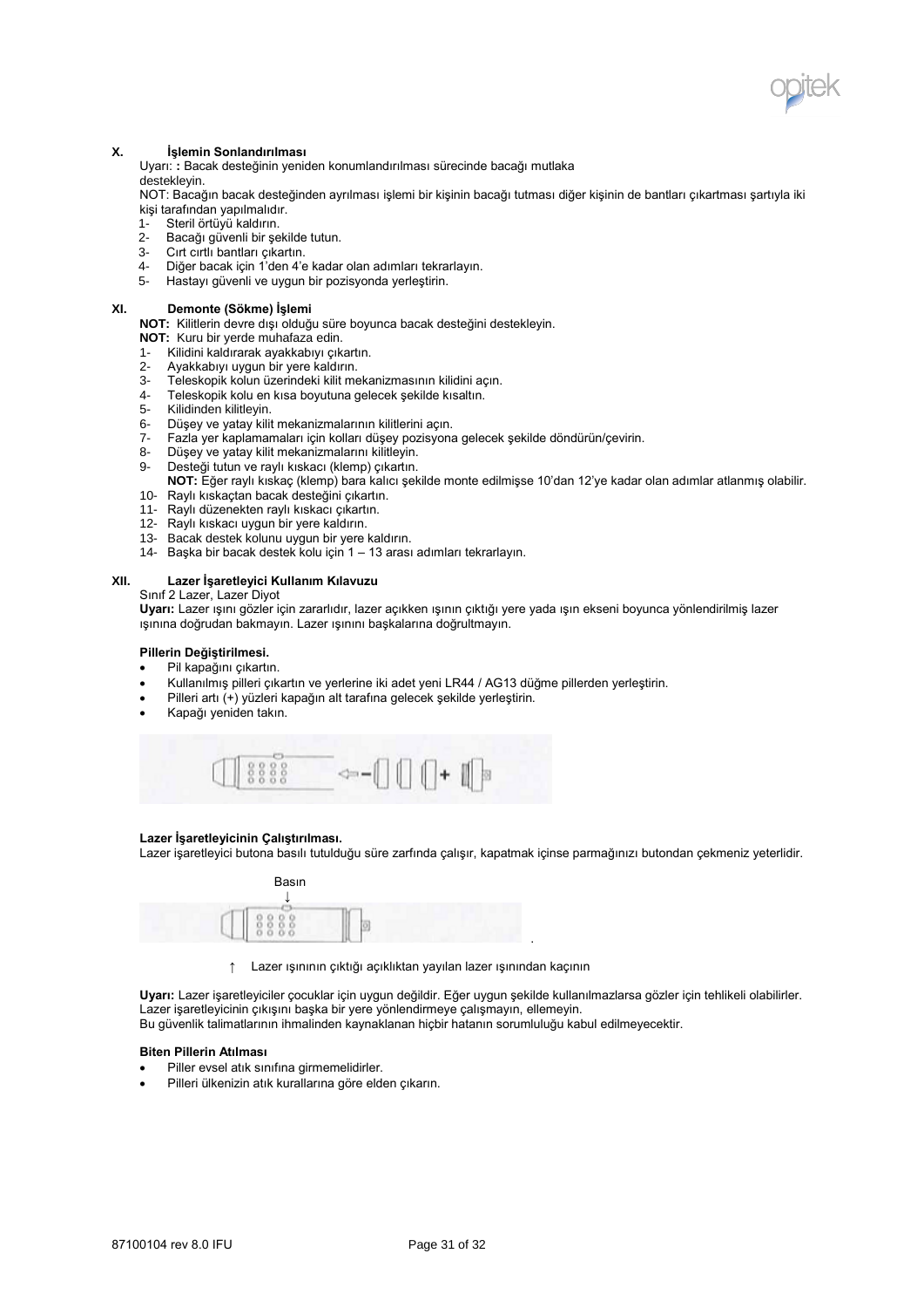## X. İşlemin Sonlandırılması

Uyarı: **:** Bacak desteğinin yeniden konumlandırılması sürecinde bacağı mutlaka destekleyin.

NOT: Bacağın bacak desteğinden ayrılması işlemi bir kişinin bacağı tutması diğer kişinin de bantları çıkartması şartıyla iki kişi tarafından yapılmalıdır.

1- Steril örtüyü kaldırın.
2- Bacağı güvenli bir şekilde tutun.
3- Cırt cırtlı bantları çıkartın.
4- Diğer bacak için 1'den 4'e kadar olan adımları tekrarlayın.
5- Hastayı güvenli ve uygun bir pozisyonda yerleştirin.

## XI. Demonte (Sökme) İşlemi

**NOT:** Kilitlerin devre dışı olduğu süre boyunca bacak desteğini destekleyin.

**NOT:** Kuru bir yerde muhafaza edin.

1- Kilidini kaldırarak ayakkabıyı çıkartın.
2- Ayakkabıyı uygun bir yere kaldırın.
3- Teleskopik kolun üzerindeki kilit mekanizmasının kilidini açın.
4- Teleskopik kolu en kısa boyutuna gelecek şekilde kısaltın.
5- Kilidinden kilitleyin.
6- Düşey ve yatay kilit mekanizmalarının kilitlerini açın.
7- Fazla yer kaplamamaları için kolları düşey pozisyona gelecek şekilde döndürün/çevirin.
8- Düşey ve yatay kilit mekanizmalarını kilitleyin.
9- Desteği tutun ve raylı kıskacı (klemp) çıkartın.
   **NOT:** Eğer raylı kıskaç (klemp) bara kalıcı şekilde monte edilmişse 10'dan 12'ye kadar olan adımlar atlanmış olabilir.
10- Raylı kıskaçtan bacak desteğini çıkartın.
11- Raylı düzenekten raylı kıskacı çıkartın.
12- Raylı kıskacı uygun bir yere kaldırın.
13- Bacak destek kolunu uygun bir yere kaldırın.
14- Başka bir bacak destek kolu için 1 – 13 arası adımları tekrarlayın.

## XII. Lazer İşaretleyici Kullanım Kılavuzu

Sınıf 2 Lazer, Lazer Diyot

**Uyarı:** Lazer ışını gözler için zararlıdır, lazer açıkken ışının çıktığı yere yada ışın ekseni boyunca yönlendirilmiş lazer ışınına doğrudan bakmayın. Lazer ışınını başkalarına doğrultmayın.

**Pillerin Değiştirilmesi.**

- Pil kapağını çıkartın.
- Kullanılmış pilleri çıkartın ve yerlerine iki adet yeni LR44 / AG13 düğme pillerden yerleştirin.
- Pilleri artı (+) yüzleri kapağın alt tarafına gelecek şekilde yerleştirin.
- Kapağı yeniden takın.

**Lazer İşaretleyicinin Çalıştırılması.**

Lazer işaretleyici butona basılı tutulduğu süre zarfında çalışır, kapatmak içinse parmağınızı butondan çekmeniz yeterlidir.

Basın

↑ Lazer ışınının çıktığı açıklıktan yayılan lazer ışınından kaçının

**Uyarı:** Lazer işaretleyiciler çocuklar için uygun değildir. Eğer uygun şekilde kullanılmazlarsa gözler için tehlikeli olabilirler. Lazer işaretleyicinin çıkışını başka bir yere yönlendirmeye çalışmayın, ellemeyin.
Bu güvenlik talimatlarının ihmalinden kaynaklanan hiçbir hatanın sorumluluğu kabul edilmeyecektir.

**Biten Pillerin Atılması**

- Piller evsel atık sınıfına girmemelidirler.
- Pilleri ülkenizin atık kurallarına göre elden çıkarın.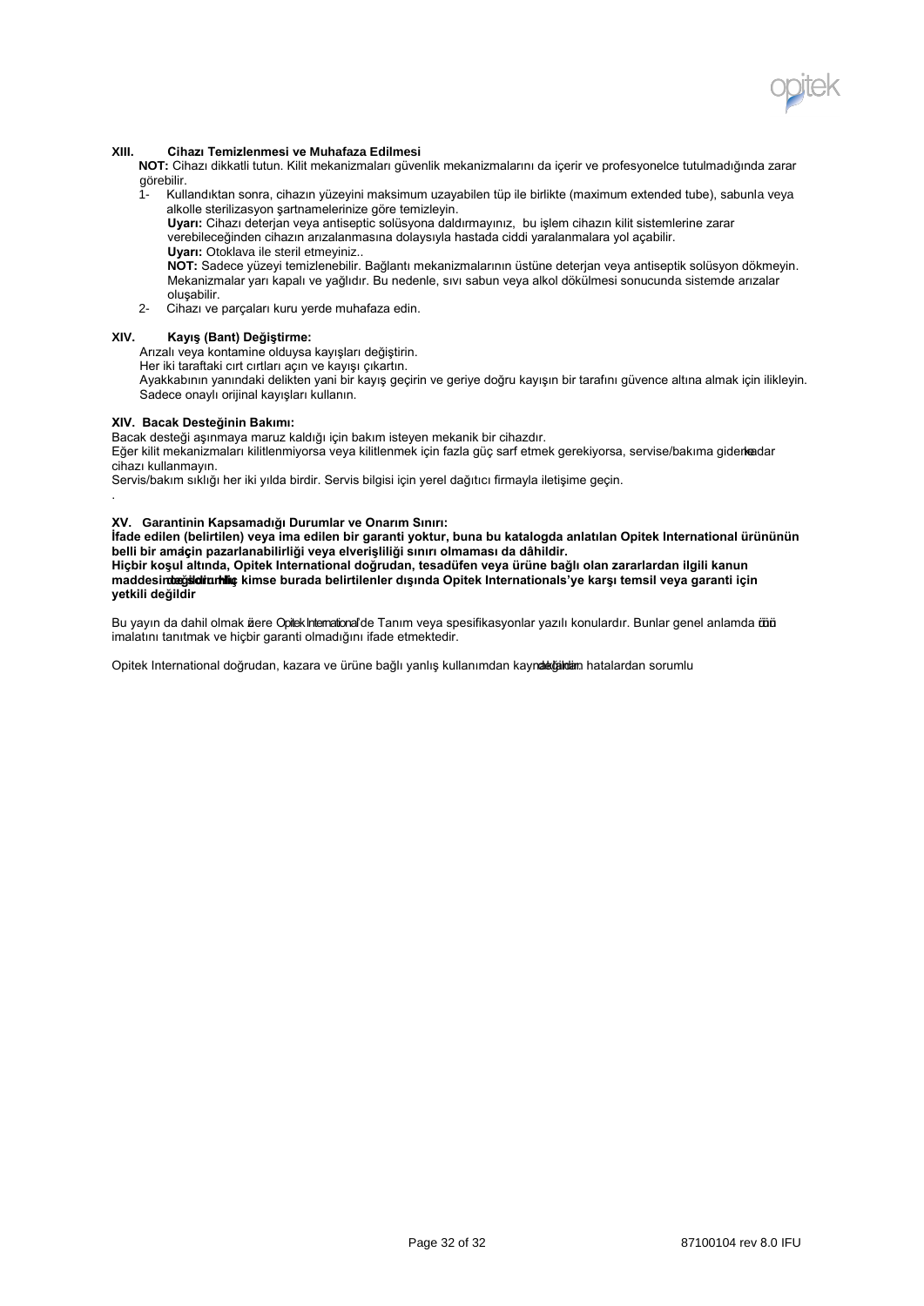### XIII. Cihazı Temizlenmesi ve Muhafaza Edilmesi

**NOT:** Cihazı dikkatli tutun. Kilit mekanizmaları güvenlik mekanizmalarını da içerir ve profesyonelce tutulmadığında zarar görebilir.

1- Kullandıktan sonra, cihazın yüzeyini maksimum uzayabilen tüp ile birlikte (maximum extended tube), sabunla veya alkolle sterilizasyon şartnamelerinize göre temizleyin.
   **Uyarı:** Cihazı deterjan veya antiseptic solüsyona daldırmayınız, bu işlem cihazın kilit sistemlerine zarar verebileceğinden cihazın arızalanmasına dolaysıyla hastada ciddi yaralanmalara yol açabilir.
   **Uyarı:** Otoklava ile steril etmeyiniz..
   **NOT:** Sadece yüzeyi temizlenebilir. Bağlantı mekanizmalarının üstüne deterjan veya antiseptik solüsyon dökmeyin. Mekanizmalar yarı kapalı ve yağlıdır. Bu nedenle, sıvı sabun veya alkol dökülmesi sonucunda sistemde arızalar oluşabilir.
2- Cihazı ve parçaları kuru yerde muhafaza edin.

### XIV. Kayış (Bant) Değiştirme:

Arızalı veya kontamine olduysa kayışları değiştirin.
Her iki taraftaki cırt cırtları açın ve kayışı çıkartın.
Ayakkabının yanındaki delikten yani bir kayış geçirin ve geriye doğru kayışın bir tarafını güvence altına almak için ilikleyin.
Sadece onaylı orijinal kayışları kullanın.

### XIV. Bacak Desteğinin Bakımı:

Bacak desteği aşınmaya maruz kaldığı için bakım isteyen mekanik bir cihazdır.
Eğer kilit mekanizmaları kilitlenmiyorsa veya kilitlenmek için fazla güç sarf etmek gerekiyorsa, servise/bakıma giderkedar cihazı kullanmayın.
Servis/bakım sıklığı her iki yılda birdir. Servis bilgisi için yerel dağıtıcı firmayla iletişime geçin.

.

### XV. Garantinin Kapsamadığı Durumlar ve Onarım Sınırı:

**İfade edilen (belirtilen) veya ima edilen bir garanti yoktur, buna bu katalogda anlatılan Opitek International ürününün belli bir amaçiçin pazarlanabilirliği veya elverişliliği sınırı olmaması da dâhildir.**
**Hiçbir koşul altında, Opitek International doğrudan, tesadüfen veya ürüne bağlı olan zararlardan ilgili kanun maddesindeğildirumlu Hiç kimse burada belirtilenler dışında Opitek Internationals'ye karşı temsil veya garanti için yetkili değildir**

Bu yayın da dahil olmak üzere Opitek International'de Tanım veya spesifikasyonlar yazılı konulardır. Bunlar genel anlamda ürünü imalatını tanıtmak ve hiçbir garanti olmadığını ifade etmektedir.

Opitek International doğrudan, kazara ve ürüne bağlı yanlış kullanımdan kaynaklanan değildir hatalardan sorumlu